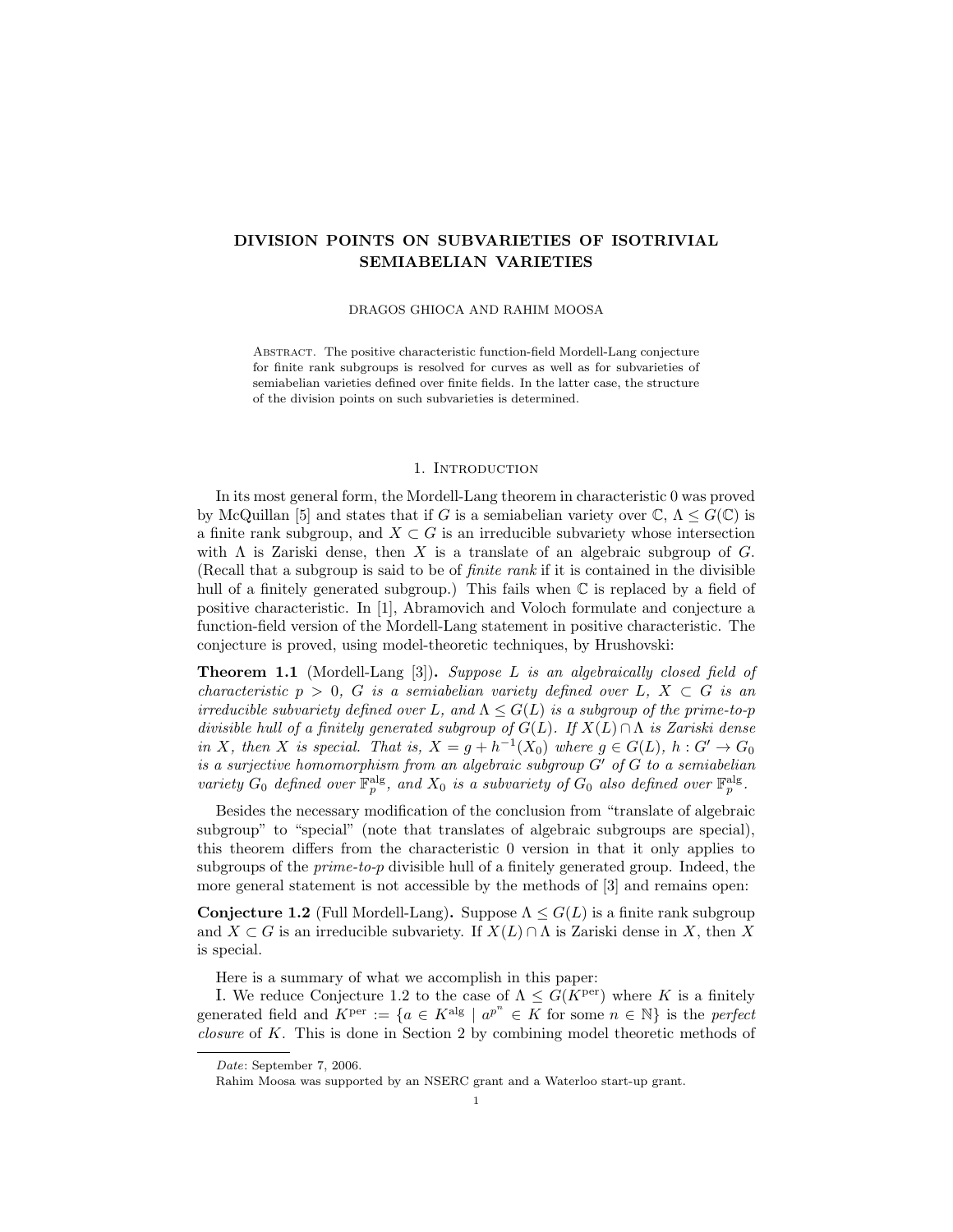# DIVISION POINTS ON SUBVARIETIES OF ISOTRIVIAL SEMIABELIAN VARIETIES

DRAGOS GHIOCA AND RAHIM MOOSA

Abstract. The positive characteristic function-field Mordell-Lang conjecture for finite rank subgroups is resolved for curves as well as for subvarieties of semiabelian varieties defined over finite fields. In the latter case, the structure of the division points on such subvarieties is determined.

## 1. Introduction

In its most general form, the Mordell-Lang theorem in characteristic 0 was proved by McQuillan [5] and states that if $G$ is a semiabelian variety over $\mathbb{C}$, $\Lambda \leq G(\mathbb{C})$ is a finite rank subgroup, and $X \subset G$ is an irreducible subvariety whose intersection with $\Lambda$ is Zariski dense, then $X$ is a translate of an algebraic subgroup of $G$. (Recall that a subgroup is said to be of *finite rank* if it is contained in the divisible hull of a finitely generated subgroup.) This fails when $\mathbb{C}$ is replaced by a field of positive characteristic. In [1], Abramovich and Voloch formulate and conjecture a function-field version of the Mordell-Lang statement in positive characteristic. The conjecture is proved, using model-theoretic techniques, by Hrushovski:

**Theorem 1.1** (Mordell-Lang [3])**.** *Suppose $L$ is an algebraically closed field of characteristic $p > 0$, $G$ is a semiabelian variety defined over $L$, $X \subset G$ is an irreducible subvariety defined over $L$, and $\Lambda \leq G(L)$ is a subgroup of the prime-to-$p$ divisible hull of a finitely generated subgroup of $G(L)$. If $X(L) \cap \Lambda$ is Zariski dense in $X$, then $X$ is special. That is, $X = g + h^{-1}(X_0)$ where $g \in G(L)$, $h : G' \to G_0$ is a surjective homomorphism from an algebraic subgroup $G'$ of $G$ to a semiabelian variety $G_0$ defined over $\mathbb{F}_p^{\mathrm{alg}}$, and $X_0$ is a subvariety of $G_0$ also defined over $\mathbb{F}_p^{\mathrm{alg}}$.*

Besides the necessary modification of the conclusion from "translate of algebraic subgroup" to "special" (note that translates of algebraic subgroups are special), this theorem differs from the characteristic 0 version in that it only applies to subgroups of the *prime-to-p* divisible hull of a finitely generated group. Indeed, the more general statement is not accessible by the methods of [3] and remains open:

**Conjecture 1.2** (Full Mordell-Lang)**.** Suppose $\Lambda \leq G(L)$ is a finite rank subgroup and $X \subset G$ is an irreducible subvariety. If $X(L) \cap \Lambda$ is Zariski dense in $X$, then $X$ is special.

Here is a summary of what we accomplish in this paper:

I. We reduce Conjecture 1.2 to the case of $\Lambda \leq G(K^{\mathrm{per}})$ where $K$ is a finitely generated field and $K^{\mathrm{per}} := \{a \in K^{\mathrm{alg}} \mid a^{p^n} \in K \text{ for some } n \in \mathbb{N}\}$ is the *perfect closure* of $K$. This is done in Section 2 by combining model theoretic methods of

---

*Date*: September 7, 2006.

Rahim Moosa was supported by an NSERC grant and a Waterloo start-up grant.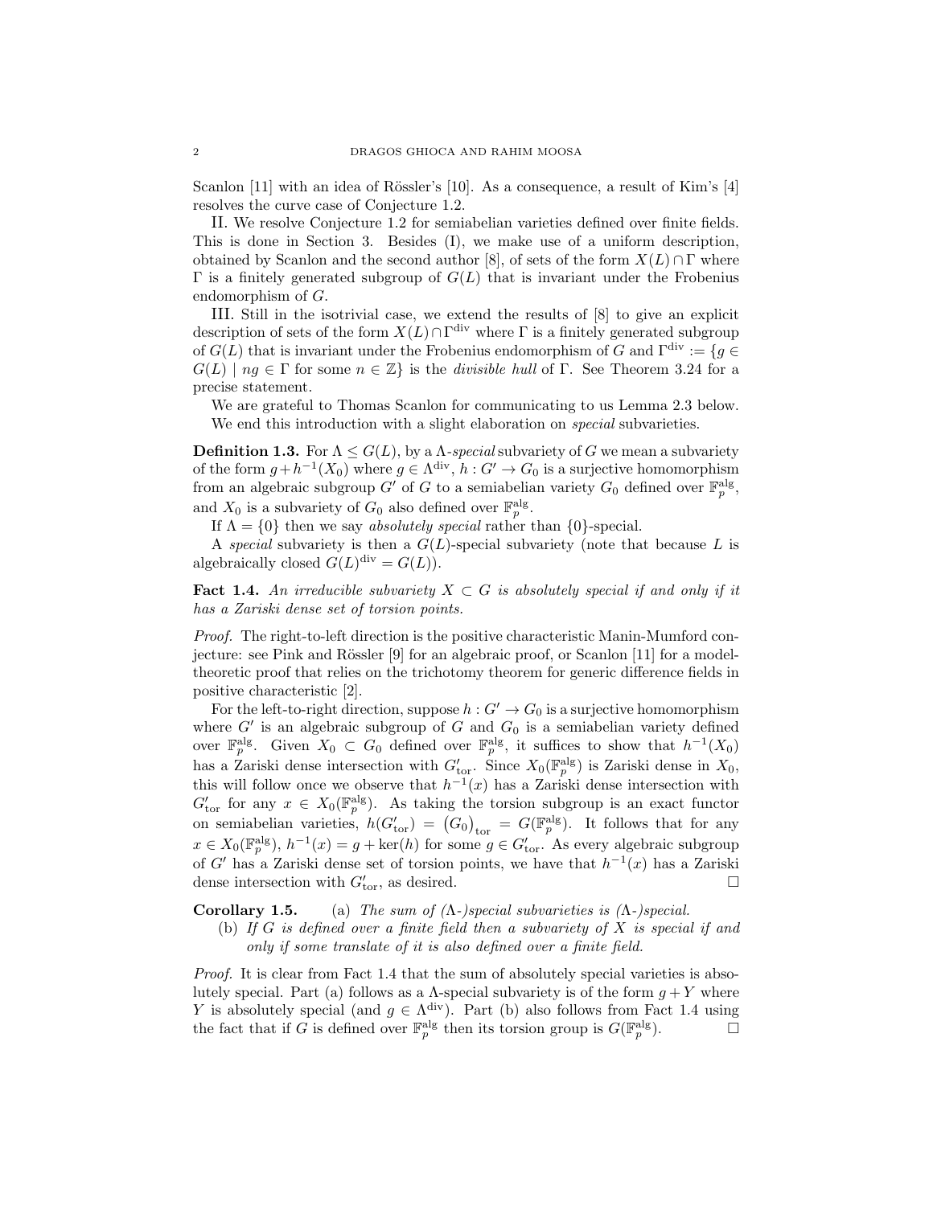Scanlon [11] with an idea of Rössler's [10]. As a consequence, a result of Kim's [4] resolves the curve case of Conjecture 1.2.

II. We resolve Conjecture 1.2 for semiabelian varieties defined over finite fields. This is done in Section 3. Besides (I), we make use of a uniform description, obtained by Scanlon and the second author [8], of sets of the form $X(L) \cap \Gamma$ where $\Gamma$ is a finitely generated subgroup of $G(L)$ that is invariant under the Frobenius endomorphism of $G$.

III. Still in the isotrivial case, we extend the results of [8] to give an explicit description of sets of the form $X(L) \cap \Gamma^{\mathrm{div}}$ where $\Gamma$ is a finitely generated subgroup of $G(L)$ that is invariant under the Frobenius endomorphism of $G$ and $\Gamma^{\mathrm{div}} := \{g \in G(L) \mid ng \in \Gamma \text{ for some } n \in \mathbb{Z}\}$ is the *divisible hull* of $\Gamma$. See Theorem 3.24 for a precise statement.

We are grateful to Thomas Scanlon for communicating to us Lemma 2.3 below.

We end this introduction with a slight elaboration on *special* subvarieties.

**Definition 1.3.** For $\Lambda \leq G(L)$, by a $\Lambda$-*special* subvariety of $G$ we mean a subvariety of the form $g + h^{-1}(X_0)$ where $g \in \Lambda^{\mathrm{div}}$, $h : G' \to G_0$ is a surjective homomorphism from an algebraic subgroup $G'$ of $G$ to a semiabelian variety $G_0$ defined over $\mathbb{F}_p^{\mathrm{alg}}$, and $X_0$ is a subvariety of $G_0$ also defined over $\mathbb{F}_p^{\mathrm{alg}}$.

If $\Lambda = \{0\}$ then we say *absolutely special* rather than $\{0\}$-special.

A *special* subvariety is then a $G(L)$-special subvariety (note that because $L$ is algebraically closed $G(L)^{\mathrm{div}} = G(L)$).

**Fact 1.4.** *An irreducible subvariety $X \subset G$ is absolutely special if and only if it has a Zariski dense set of torsion points.*

*Proof.* The right-to-left direction is the positive characteristic Manin-Mumford conjecture: see Pink and Rössler [9] for an algebraic proof, or Scanlon [11] for a model-theoretic proof that relies on the trichotomy theorem for generic difference fields in positive characteristic [2].

For the left-to-right direction, suppose $h : G' \to G_0$ is a surjective homomorphism where $G'$ is an algebraic subgroup of $G$ and $G_0$ is a semiabelian variety defined over $\mathbb{F}_p^{\mathrm{alg}}$. Given $X_0 \subset G_0$ defined over $\mathbb{F}_p^{\mathrm{alg}}$, it suffices to show that $h^{-1}(X_0)$ has a Zariski dense intersection with $G'_{\mathrm{tor}}$. Since $X_0(\mathbb{F}_p^{\mathrm{alg}})$ is Zariski dense in $X_0$, this will follow once we observe that $h^{-1}(x)$ has a Zariski dense intersection with $G'_{\mathrm{tor}}$ for any $x \in X_0(\mathbb{F}_p^{\mathrm{alg}})$. As taking the torsion subgroup is an exact functor on semiabelian varieties, $h(G'_{\mathrm{tor}}) = (G_0)_{\mathrm{tor}} = G(\mathbb{F}_p^{\mathrm{alg}})$. It follows that for any $x \in X_0(\mathbb{F}_p^{\mathrm{alg}})$, $h^{-1}(x) = g + \ker(h)$ for some $g \in G'_{\mathrm{tor}}$. As every algebraic subgroup of $G'$ has a Zariski dense set of torsion points, we have that $h^{-1}(x)$ has a Zariski dense intersection with $G'_{\mathrm{tor}}$, as desired. $\square$

**Corollary 1.5.** (a) *The sum of ($\Lambda$-)special subvarieties is ($\Lambda$-)special.*

(b) *If $G$ is defined over a finite field then a subvariety of $X$ is special if and only if some translate of it is also defined over a finite field.*

*Proof.* It is clear from Fact 1.4 that the sum of absolutely special varieties is absolutely special. Part (a) follows as a $\Lambda$-special subvariety is of the form $g + Y$ where $Y$ is absolutely special (and $g \in \Lambda^{\mathrm{div}}$). Part (b) also follows from Fact 1.4 using the fact that if $G$ is defined over $\mathbb{F}_p^{\mathrm{alg}}$ then its torsion group is $G(\mathbb{F}_p^{\mathrm{alg}})$. $\square$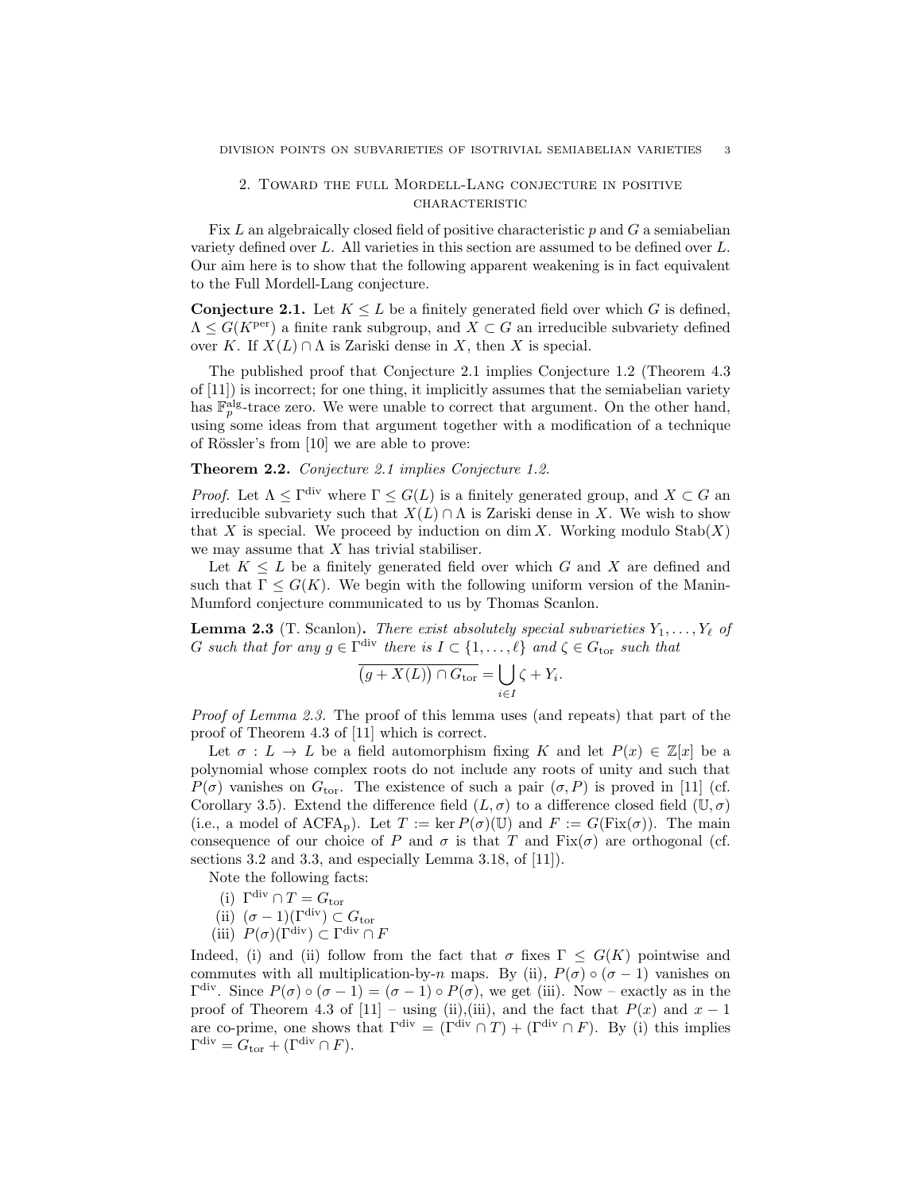## 2. Toward the full Mordell-Lang conjecture in positive characteristic

Fix $L$ an algebraically closed field of positive characteristic $p$ and $G$ a semiabelian variety defined over $L$. All varieties in this section are assumed to be defined over $L$. Our aim here is to show that the following apparent weakening is in fact equivalent to the Full Mordell-Lang conjecture.

**Conjecture 2.1.** *Let $K \leq L$ be a finitely generated field over which $G$ is defined, $\Lambda \leq G(K^{\mathrm{per}})$ a finite rank subgroup, and $X \subset G$ an irreducible subvariety defined over $K$. If $X(L) \cap \Lambda$ is Zariski dense in $X$, then $X$ is special.*

The published proof that Conjecture 2.1 implies Conjecture 1.2 (Theorem 4.3 of [11]) is incorrect; for one thing, it implicitly assumes that the semiabelian variety has $\mathbb{F}_p^{\mathrm{alg}}$-trace zero. We were unable to correct that argument. On the other hand, using some ideas from that argument together with a modification of a technique of Rössler's from [10] we are able to prove:

**Theorem 2.2.** *Conjecture 2.1 implies Conjecture 1.2.*

*Proof.* Let $\Lambda \leq \Gamma^{\mathrm{div}}$ where $\Gamma \leq G(L)$ is a finitely generated group, and $X \subset G$ an irreducible subvariety such that $X(L) \cap \Lambda$ is Zariski dense in $X$. We wish to show that $X$ is special. We proceed by induction on $\dim X$. Working modulo $\mathrm{Stab}(X)$ we may assume that $X$ has trivial stabiliser.

Let $K \leq L$ be a finitely generated field over which $G$ and $X$ are defined and such that $\Gamma \leq G(K)$. We begin with the following uniform version of the Manin-Mumford conjecture communicated to us by Thomas Scanlon.

**Lemma 2.3** (T. Scanlon)**.** *There exist absolutely special subvarieties $Y_1, \ldots, Y_\ell$ of $G$ such that for any $g \in \Gamma^{\mathrm{div}}$ there is $I \subset \{1, \ldots, \ell\}$ and $\zeta \in G_{\mathrm{tor}}$ such that*

$$\overline{(g + X(L)) \cap G_{\mathrm{tor}}} = \bigcup_{i \in I} \zeta + Y_i.$$

*Proof of Lemma 2.3.* The proof of this lemma uses (and repeats) that part of the proof of Theorem 4.3 of [11] which is correct.

Let $\sigma : L \to L$ be a field automorphism fixing $K$ and let $P(x) \in \mathbb{Z}[x]$ be a polynomial whose complex roots do not include any roots of unity and such that $P(\sigma)$ vanishes on $G_{\mathrm{tor}}$. The existence of such a pair $(\sigma, P)$ is proved in [11] (cf. Corollary 3.5). Extend the difference field $(L, \sigma)$ to a difference closed field $(\mathbb{U}, \sigma)$ (i.e., a model of $\mathrm{ACFA_p}$). Let $T := \ker P(\sigma)(\mathbb{U})$ and $F := G(\mathrm{Fix}(\sigma))$. The main consequence of our choice of $P$ and $\sigma$ is that $T$ and $\mathrm{Fix}(\sigma)$ are orthogonal (cf. sections 3.2 and 3.3, and especially Lemma 3.18, of [11]).

Note the following facts:

(i) $\Gamma^{\mathrm{div}} \cap T = G_{\mathrm{tor}}$
(ii) $(\sigma - 1)(\Gamma^{\mathrm{div}}) \subset G_{\mathrm{tor}}$
(iii) $P(\sigma)(\Gamma^{\mathrm{div}}) \subset \Gamma^{\mathrm{div}} \cap F$

Indeed, (i) and (ii) follow from the fact that $\sigma$ fixes $\Gamma \leq G(K)$ pointwise and commutes with all multiplication-by-$n$ maps. By (ii), $P(\sigma) \circ (\sigma - 1)$ vanishes on $\Gamma^{\mathrm{div}}$. Since $P(\sigma) \circ (\sigma - 1) = (\sigma - 1) \circ P(\sigma)$, we get (iii). Now – exactly as in the proof of Theorem 4.3 of [11] – using (ii),(iii), and the fact that $P(x)$ and $x - 1$ are co-prime, one shows that $\Gamma^{\mathrm{div}} = (\Gamma^{\mathrm{div}} \cap T) + (\Gamma^{\mathrm{div}} \cap F)$. By (i) this implies $\Gamma^{\mathrm{div}} = G_{\mathrm{tor}} + (\Gamma^{\mathrm{div}} \cap F)$.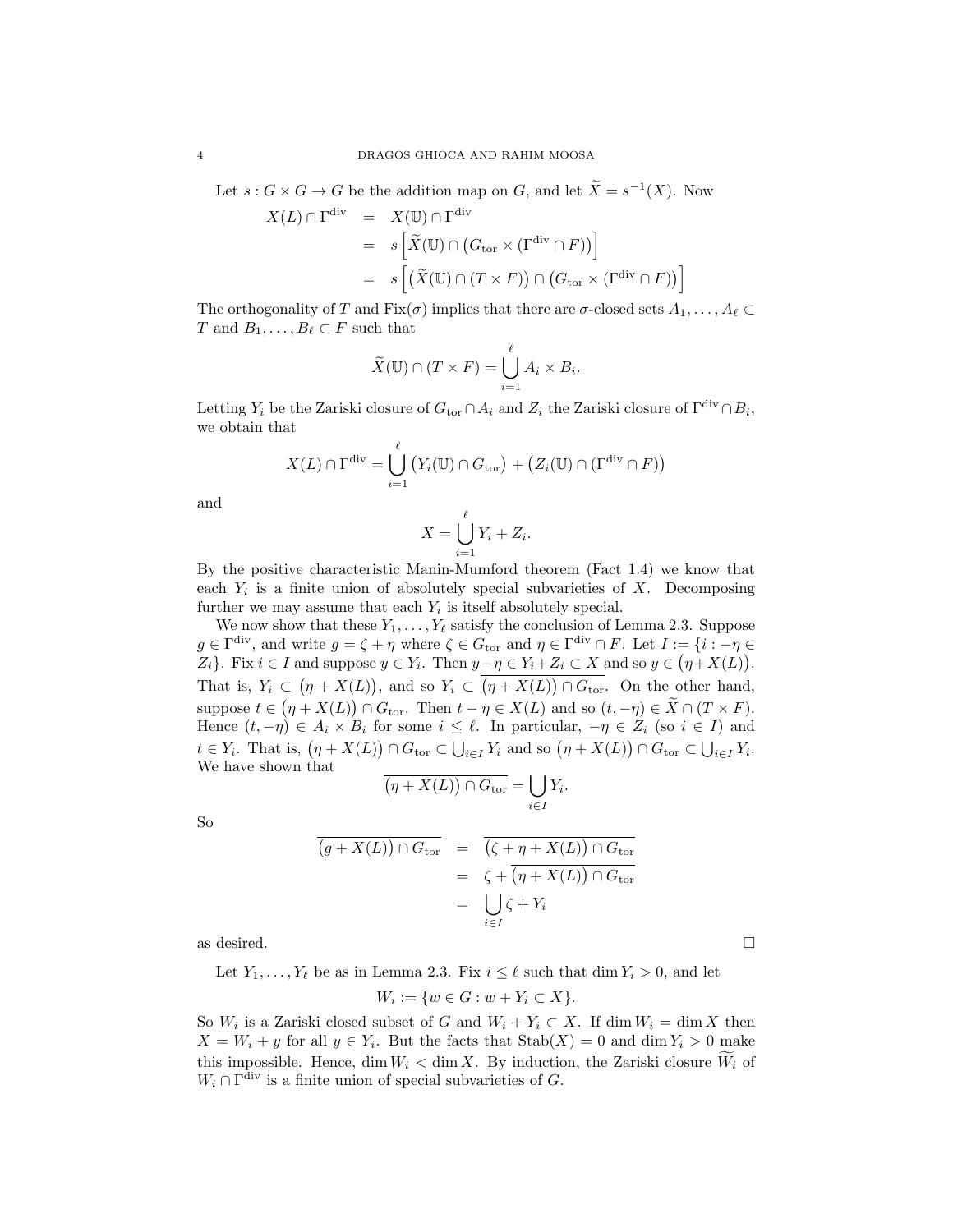Let $s : G \times G \to G$ be the addition map on $G$, and let $\widetilde{X} = s^{-1}(X)$. Now

$$
\begin{aligned}
X(L) \cap \Gamma^{\mathrm{div}} &= X(\mathbb{U}) \cap \Gamma^{\mathrm{div}} \\
&= s\left[\widetilde{X}(\mathbb{U}) \cap \left(G_{\mathrm{tor}} \times (\Gamma^{\mathrm{div}} \cap F)\right)\right] \\
&= s\left[\left(\widetilde{X}(\mathbb{U}) \cap (T \times F)\right) \cap \left(G_{\mathrm{tor}} \times (\Gamma^{\mathrm{div}} \cap F)\right)\right]
\end{aligned}
$$

The orthogonality of $T$ and $\mathrm{Fix}(\sigma)$ implies that there are $\sigma$-closed sets $A_1, \dots, A_\ell \subset T$ and $B_1, \dots, B_\ell \subset F$ such that

$$
\widetilde{X}(\mathbb{U}) \cap (T \times F) = \bigcup_{i=1}^{\ell} A_i \times B_i.
$$

Letting $Y_i$ be the Zariski closure of $G_{\mathrm{tor}} \cap A_i$ and $Z_i$ the Zariski closure of $\Gamma^{\mathrm{div}} \cap B_i$, we obtain that

$$
X(L) \cap \Gamma^{\mathrm{div}} = \bigcup_{i=1}^{\ell} \left(Y_i(\mathbb{U}) \cap G_{\mathrm{tor}}\right) + \left(Z_i(\mathbb{U}) \cap (\Gamma^{\mathrm{div}} \cap F)\right)
$$

and

$$
X = \bigcup_{i=1}^{\ell} Y_i + Z_i.
$$

By the positive characteristic Manin-Mumford theorem (Fact 1.4) we know that each $Y_i$ is a finite union of absolutely special subvarieties of $X$. Decomposing further we may assume that each $Y_i$ is itself absolutely special.

We now show that these $Y_1, \dots, Y_\ell$ satisfy the conclusion of Lemma 2.3. Suppose $g \in \Gamma^{\mathrm{div}}$, and write $g = \zeta + \eta$ where $\zeta \in G_{\mathrm{tor}}$ and $\eta \in \Gamma^{\mathrm{div}} \cap F$. Let $I := \{i : -\eta \in Z_i\}$. Fix $i \in I$ and suppose $y \in Y_i$. Then $y - \eta \in Y_i + Z_i \subset X$ and so $y \in \left(\eta + X(L)\right)$. That is, $Y_i \subset \left(\eta + X(L)\right)$, and so $Y_i \subset \overline{\left(\eta + X(L)\right) \cap G_{\mathrm{tor}}}$. On the other hand, suppose $t \in \left(\eta + X(L)\right) \cap G_{\mathrm{tor}}$. Then $t - \eta \in X(L)$ and so $(t, -\eta) \in \widetilde{X} \cap (T \times F)$. Hence $(t, -\eta) \in A_i \times B_i$ for some $i \leq \ell$. In particular, $-\eta \in Z_i$ (so $i \in I$) and $t \in Y_i$. That is, $\left(\eta + X(L)\right) \cap G_{\mathrm{tor}} \subset \bigcup_{i \in I} Y_i$ and so $\overline{\left(\eta + X(L)\right) \cap G_{\mathrm{tor}}} \subset \bigcup_{i \in I} Y_i$. We have shown that

$$
\overline{\left(\eta + X(L)\right) \cap G_{\mathrm{tor}}} = \bigcup_{i \in I} Y_i.
$$

So

$$
\begin{aligned}
\overline{\left(g + X(L)\right) \cap G_{\mathrm{tor}}} &= \overline{\left(\zeta + \eta + X(L)\right) \cap G_{\mathrm{tor}}} \\
&= \zeta + \overline{\left(\eta + X(L)\right) \cap G_{\mathrm{tor}}} \\
&= \bigcup_{i \in I} \zeta + Y_i
\end{aligned}
$$

as desired. $\square$

Let $Y_1, \dots, Y_\ell$ be as in Lemma 2.3. Fix $i \leq \ell$ such that $\dim Y_i > 0$, and let

$$
W_i := \{w \in G : w + Y_i \subset X\}.
$$

So $W_i$ is a Zariski closed subset of $G$ and $W_i + Y_i \subset X$. If $\dim W_i = \dim X$ then $X = W_i + y$ for all $y \in Y_i$. But the facts that $\mathrm{Stab}(X) = 0$ and $\dim Y_i > 0$ make this impossible. Hence, $\dim W_i < \dim X$. By induction, the Zariski closure $\widetilde{W_i}$ of $W_i \cap \Gamma^{\mathrm{div}}$ is a finite union of special subvarieties of $G$.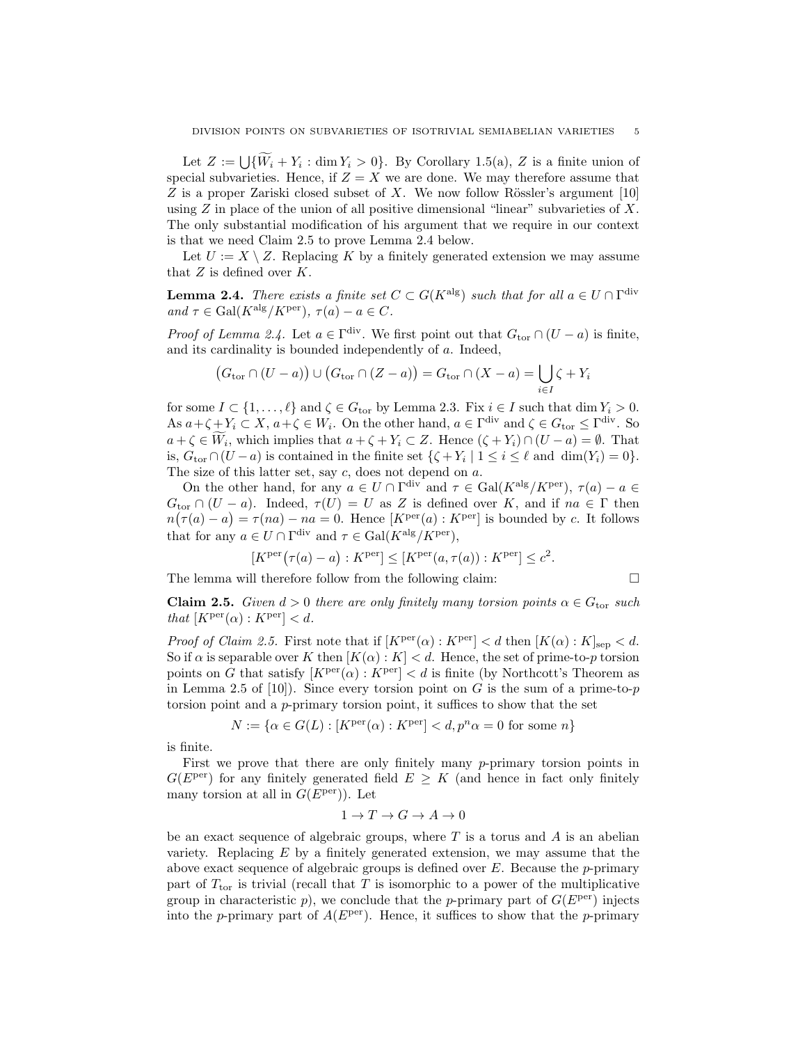Let $Z := \bigcup\{\widetilde{W}_i + Y_i : \dim Y_i > 0\}$. By Corollary 1.5(a), $Z$ is a finite union of special subvarieties. Hence, if $Z = X$ we are done. We may therefore assume that $Z$ is a proper Zariski closed subset of $X$. We now follow Rössler's argument [10] using $Z$ in place of the union of all positive dimensional "linear" subvarieties of $X$. The only substantial modification of his argument that we require in our context is that we need Claim 2.5 to prove Lemma 2.4 below.

Let $U := X \setminus Z$. Replacing $K$ by a finitely generated extension we may assume that $Z$ is defined over $K$.

**Lemma 2.4.** *There exists a finite set $C \subset G(K^{\mathrm{alg}})$ such that for all $a \in U \cap \Gamma^{\mathrm{div}}$ and $\tau \in \mathrm{Gal}(K^{\mathrm{alg}}/K^{\mathrm{per}})$, $\tau(a) - a \in C$.*

*Proof of Lemma 2.4.* Let $a \in \Gamma^{\mathrm{div}}$. We first point out that $G_{\mathrm{tor}} \cap (U - a)$ is finite, and its cardinality is bounded independently of $a$. Indeed,

$$\big(G_{\mathrm{tor}} \cap (U-a)\big) \cup \big(G_{\mathrm{tor}} \cap (Z-a)\big) = G_{\mathrm{tor}} \cap (X-a) = \bigcup_{i \in I} \zeta + Y_i$$

for some $I \subset \{1, \ldots, \ell\}$ and $\zeta \in G_{\mathrm{tor}}$ by Lemma 2.3. Fix $i \in I$ such that $\dim Y_i > 0$. As $a + \zeta + Y_i \subset X$, $a + \zeta \in W_i$. On the other hand, $a \in \Gamma^{\mathrm{div}}$ and $\zeta \in G_{\mathrm{tor}} \leq \Gamma^{\mathrm{div}}$. So $a + \zeta \in \widetilde{W}_i$, which implies that $a + \zeta + Y_i \subset Z$. Hence $(\zeta + Y_i) \cap (U - a) = \emptyset$. That is, $G_{\mathrm{tor}} \cap (U-a)$ is contained in the finite set $\{\zeta + Y_i \mid 1 \leq i \leq \ell \text{ and } \dim(Y_i) = 0\}$. The size of this latter set, say $c$, does not depend on $a$.

On the other hand, for any $a \in U \cap \Gamma^{\mathrm{div}}$ and $\tau \in \mathrm{Gal}(K^{\mathrm{alg}}/K^{\mathrm{per}})$, $\tau(a) - a \in G_{\mathrm{tor}} \cap (U - a)$. Indeed, $\tau(U) = U$ as $Z$ is defined over $K$, and if $na \in \Gamma$ then $n\big(\tau(a) - a\big) = \tau(na) - na = 0$. Hence $[K^{\mathrm{per}}(a) : K^{\mathrm{per}}]$ is bounded by $c$. It follows that for any $a \in U \cap \Gamma^{\mathrm{div}}$ and $\tau \in \mathrm{Gal}(K^{\mathrm{alg}}/K^{\mathrm{per}})$,

$$[K^{\mathrm{per}}\big(\tau(a) - a\big) : K^{\mathrm{per}}] \leq [K^{\mathrm{per}}(a, \tau(a)) : K^{\mathrm{per}}] \leq c^2.$$

The lemma will therefore follow from the following claim: $\square$

**Claim 2.5.** *Given $d > 0$ there are only finitely many torsion points $\alpha \in G_{\mathrm{tor}}$ such that $[K^{\mathrm{per}}(\alpha) : K^{\mathrm{per}}] < d$.*

*Proof of Claim 2.5.* First note that if $[K^{\mathrm{per}}(\alpha) : K^{\mathrm{per}}] < d$ then $[K(\alpha) : K]_{\mathrm{sep}} < d$. So if $\alpha$ is separable over $K$ then $[K(\alpha) : K] < d$. Hence, the set of prime-to-$p$ torsion points on $G$ that satisfy $[K^{\mathrm{per}}(\alpha) : K^{\mathrm{per}}] < d$ is finite (by Northcott's Theorem as in Lemma 2.5 of [10]). Since every torsion point on $G$ is the sum of a prime-to-$p$ torsion point and a $p$-primary torsion point, it suffices to show that the set

$$N := \{\alpha \in G(L) : [K^{\mathrm{per}}(\alpha) : K^{\mathrm{per}}] < d, p^n\alpha = 0 \text{ for some } n\}$$

is finite.

First we prove that there are only finitely many $p$-primary torsion points in $G(E^{\mathrm{per}})$ for any finitely generated field $E \geq K$ (and hence in fact only finitely many torsion at all in $G(E^{\mathrm{per}})$). Let

$$1 \to T \to G \to A \to 0$$

be an exact sequence of algebraic groups, where $T$ is a torus and $A$ is an abelian variety. Replacing $E$ by a finitely generated extension, we may assume that the above exact sequence of algebraic groups is defined over $E$. Because the $p$-primary part of $T_{\mathrm{tor}}$ is trivial (recall that $T$ is isomorphic to a power of the multiplicative group in characteristic $p$), we conclude that the $p$-primary part of $G(E^{\mathrm{per}})$ injects into the $p$-primary part of $A(E^{\mathrm{per}})$. Hence, it suffices to show that the $p$-primary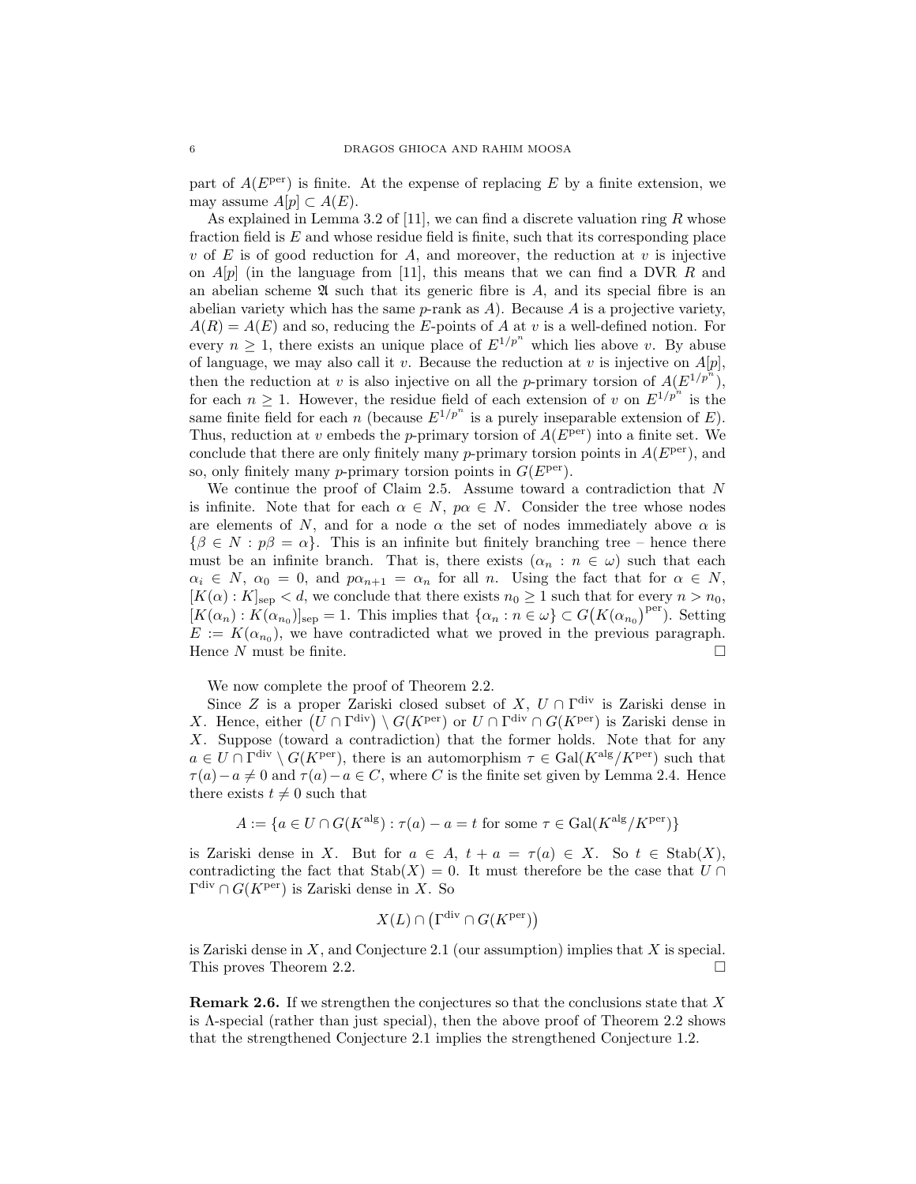part of $A(E^{\rm per})$ is finite. At the expense of replacing $E$ by a finite extension, we may assume $A[p] \subset A(E)$.

As explained in Lemma 3.2 of [11], we can find a discrete valuation ring $R$ whose fraction field is $E$ and whose residue field is finite, such that its corresponding place $v$ of $E$ is of good reduction for $A$, and moreover, the reduction at $v$ is injective on $A[p]$ (in the language from [11], this means that we can find a DVR $R$ and an abelian scheme $\mathfrak{A}$ such that its generic fibre is $A$, and its special fibre is an abelian variety which has the same $p$-rank as $A$). Because $A$ is a projective variety, $A(R) = A(E)$ and so, reducing the $E$-points of $A$ at $v$ is a well-defined notion. For every $n \geq 1$, there exists an unique place of $E^{1/p^n}$ which lies above $v$. By abuse of language, we may also call it $v$. Because the reduction at $v$ is injective on $A[p]$, then the reduction at $v$ is also injective on all the $p$-primary torsion of $A(E^{1/p^n})$, for each $n \geq 1$. However, the residue field of each extension of $v$ on $E^{1/p^n}$ is the same finite field for each $n$ (because $E^{1/p^n}$ is a purely inseparable extension of $E$). Thus, reduction at $v$ embeds the $p$-primary torsion of $A(E^{\rm per})$ into a finite set. We conclude that there are only finitely many $p$-primary torsion points in $A(E^{\rm per})$, and so, only finitely many $p$-primary torsion points in $G(E^{\rm per})$.

We continue the proof of Claim 2.5. Assume toward a contradiction that $N$ is infinite. Note that for each $\alpha \in N$, $p\alpha \in N$. Consider the tree whose nodes are elements of $N$, and for a node $\alpha$ the set of nodes immediately above $\alpha$ is $\{\beta \in N : p\beta = \alpha\}$. This is an infinite but finitely branching tree – hence there must be an infinite branch. That is, there exists $(\alpha_n : n \in \omega)$ such that each $\alpha_i \in N$, $\alpha_0 = 0$, and $p\alpha_{n+1} = \alpha_n$ for all $n$. Using the fact that for $\alpha \in N$, $[K(\alpha) : K]_{\rm sep} < d$, we conclude that there exists $n_0 \geq 1$ such that for every $n > n_0$, $[K(\alpha_n) : K(\alpha_{n_0})]_{\rm sep} = 1$. This implies that $\{\alpha_n : n \in \omega\} \subset G\big(K(\alpha_{n_0})^{\rm per}\big)$. Setting $E := K(\alpha_{n_0})$, we have contradicted what we proved in the previous paragraph. Hence $N$ must be finite. $\square$

We now complete the proof of Theorem 2.2.

Since $Z$ is a proper Zariski closed subset of $X$, $U \cap \Gamma^{\rm div}$ is Zariski dense in $X$. Hence, either $\big(U \cap \Gamma^{\rm div}\big) \setminus G(K^{\rm per})$ or $U \cap \Gamma^{\rm div} \cap G(K^{\rm per})$ is Zariski dense in $X$. Suppose (toward a contradiction) that the former holds. Note that for any $a \in U \cap \Gamma^{\rm div} \setminus G(K^{\rm per})$, there is an automorphism $\tau \in {\rm Gal}(K^{\rm alg}/K^{\rm per})$ such that $\tau(a) - a \neq 0$ and $\tau(a) - a \in C$, where $C$ is the finite set given by Lemma 2.4. Hence there exists $t \neq 0$ such that

$$A := \{a \in U \cap G(K^{\rm alg}) : \tau(a) - a = t \text{ for some } \tau \in {\rm Gal}(K^{\rm alg}/K^{\rm per})\}$$

is Zariski dense in $X$. But for $a \in A$, $t + a = \tau(a) \in X$. So $t \in {\rm Stab}(X)$, contradicting the fact that ${\rm Stab}(X) = 0$. It must therefore be the case that $U \cap \Gamma^{\rm div} \cap G(K^{\rm per})$ is Zariski dense in $X$. So

$$X(L) \cap \big(\Gamma^{\rm div} \cap G(K^{\rm per})\big)$$

is Zariski dense in $X$, and Conjecture 2.1 (our assumption) implies that $X$ is special. This proves Theorem 2.2. $\square$

**Remark 2.6.** If we strengthen the conjectures so that the conclusions state that $X$ is $\Lambda$-special (rather than just special), then the above proof of Theorem 2.2 shows that the strengthened Conjecture 2.1 implies the strengthened Conjecture 1.2.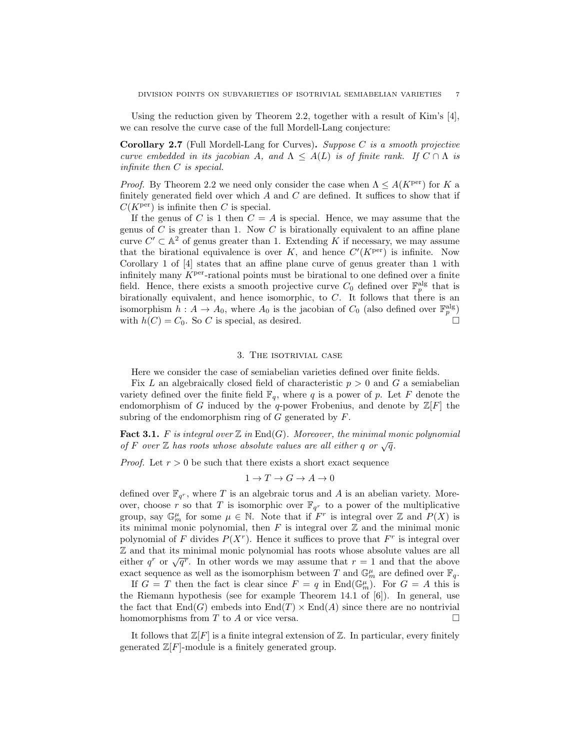Using the reduction given by Theorem 2.2, together with a result of Kim's [4], we can resolve the curve case of the full Mordell-Lang conjecture:

**Corollary 2.7** (Full Mordell-Lang for Curves)**.** *Suppose $C$ is a smooth projective curve embedded in its jacobian $A$, and $\Lambda \leq A(L)$ is of finite rank. If $C \cap \Lambda$ is infinite then $C$ is special.*

*Proof.* By Theorem 2.2 we need only consider the case when $\Lambda \leq A(K^{\mathrm{per}})$ for $K$ a finitely generated field over which $A$ and $C$ are defined. It suffices to show that if $C(K^{\mathrm{per}})$ is infinite then $C$ is special.

If the genus of $C$ is 1 then $C = A$ is special. Hence, we may assume that the genus of $C$ is greater than 1. Now $C$ is birationally equivalent to an affine plane curve $C' \subset \mathbb{A}^2$ of genus greater than 1. Extending $K$ if necessary, we may assume that the birational equivalence is over $K$, and hence $C'(K^{\mathrm{per}})$ is infinite. Now Corollary 1 of [4] states that an affine plane curve of genus greater than 1 with infinitely many $K^{\mathrm{per}}$-rational points must be birational to one defined over a finite field. Hence, there exists a smooth projective curve $C_0$ defined over $\mathbb{F}_p^{\mathrm{alg}}$ that is birationally equivalent, and hence isomorphic, to $C$. It follows that there is an isomorphism $h : A \to A_0$, where $A_0$ is the jacobian of $C_0$ (also defined over $\mathbb{F}_p^{\mathrm{alg}}$) with $h(C) = C_0$. So $C$ is special, as desired. $\square$

## 3. The isotrivial case

Here we consider the case of semiabelian varieties defined over finite fields.

Fix $L$ an algebraically closed field of characteristic $p > 0$ and $G$ a semiabelian variety defined over the finite field $\mathbb{F}_q$, where $q$ is a power of $p$. Let $F$ denote the endomorphism of $G$ induced by the $q$-power Frobenius, and denote by $\mathbb{Z}[F]$ the subring of the endomorphism ring of $G$ generated by $F$.

**Fact 3.1.** *$F$ is integral over $\mathbb{Z}$ in $\mathrm{End}(G)$. Moreover, the minimal monic polynomial of $F$ over $\mathbb{Z}$ has roots whose absolute values are all either $q$ or $\sqrt{q}$.*

*Proof.* Let $r > 0$ be such that there exists a short exact sequence

$$1 \to T \to G \to A \to 0$$

defined over $\mathbb{F}_{q^r}$, where $T$ is an algebraic torus and $A$ is an abelian variety. Moreover, choose $r$ so that $T$ is isomorphic over $\mathbb{F}_{q^r}$ to a power of the multiplicative group, say $\mathbb{G}_m^\mu$ for some $\mu \in \mathbb{N}$. Note that if $F^r$ is integral over $\mathbb{Z}$ and $P(X)$ is its minimal monic polynomial, then $F$ is integral over $\mathbb{Z}$ and the minimal monic polynomial of $F$ divides $P(X^r)$. Hence it suffices to prove that $F^r$ is integral over $\mathbb{Z}$ and that its minimal monic polynomial has roots whose absolute values are all either $q^r$ or $\sqrt{q^r}$. In other words we may assume that $r = 1$ and that the above exact sequence as well as the isomorphism between $T$ and $\mathbb{G}_m^\mu$ are defined over $\mathbb{F}_q$.

If $G = T$ then the fact is clear since $F = q$ in $\mathrm{End}(\mathbb{G}_m^\mu)$. For $G = A$ this is the Riemann hypothesis (see for example Theorem 14.1 of [6]). In general, use the fact that $\mathrm{End}(G)$ embeds into $\mathrm{End}(T) \times \mathrm{End}(A)$ since there are no nontrivial homomorphisms from $T$ to $A$ or vice versa. $\square$

It follows that $\mathbb{Z}[F]$ is a finite integral extension of $\mathbb{Z}$. In particular, every finitely generated $\mathbb{Z}[F]$-module is a finitely generated group.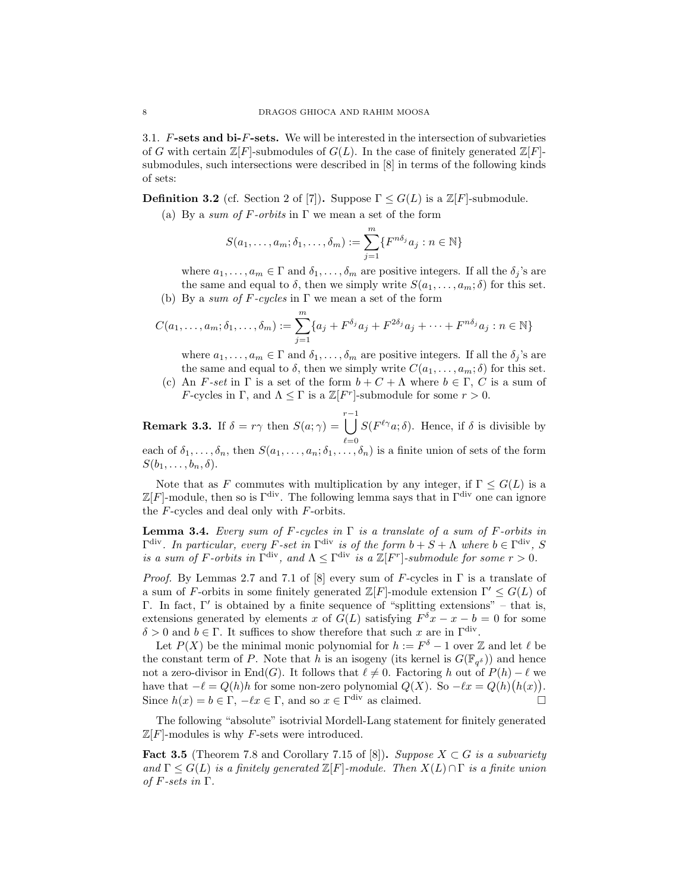### 3.1. $F$-sets and bi-$F$-sets.

We will be interested in the intersection of subvarieties of $G$ with certain $\mathbb{Z}[F]$-submodules of $G(L)$. In the case of finitely generated $\mathbb{Z}[F]$-submodules, such intersections were described in [8] in terms of the following kinds of sets:

**Definition 3.2** (cf. Section 2 of [7])**.** Suppose $\Gamma \leq G(L)$ is a $\mathbb{Z}[F]$-submodule.

(a) By a *sum of $F$-orbits* in $\Gamma$ we mean a set of the form

$$S(a_1, \ldots, a_m; \delta_1, \ldots, \delta_m) := \sum_{j=1}^{m} \{F^{n\delta_j} a_j : n \in \mathbb{N}\}$$

where $a_1, \ldots, a_m \in \Gamma$ and $\delta_1, \ldots, \delta_m$ are positive integers. If all the $\delta_j$'s are the same and equal to $\delta$, then we simply write $S(a_1, \ldots, a_m; \delta)$ for this set.

(b) By a *sum of $F$-cycles* in $\Gamma$ we mean a set of the form

$$C(a_1, \ldots, a_m; \delta_1, \ldots, \delta_m) := \sum_{j=1}^{m} \{a_j + F^{\delta_j} a_j + F^{2\delta_j} a_j + \cdots + F^{n\delta_j} a_j : n \in \mathbb{N}\}$$

where $a_1, \ldots, a_m \in \Gamma$ and $\delta_1, \ldots, \delta_m$ are positive integers. If all the $\delta_j$'s are the same and equal to $\delta$, then we simply write $C(a_1, \ldots, a_m; \delta)$ for this set.

(c) An *$F$-set* in $\Gamma$ is a set of the form $b + C + \Lambda$ where $b \in \Gamma$, $C$ is a sum of $F$-cycles in $\Gamma$, and $\Lambda \leq \Gamma$ is a $\mathbb{Z}[F^r]$-submodule for some $r > 0$.

**Remark 3.3.** If $\delta = r\gamma$ then $S(a; \gamma) = \bigcup_{\ell=0}^{r-1} S(F^{\ell\gamma} a; \delta)$. Hence, if $\delta$ is divisible by each of $\delta_1, \ldots, \delta_n$, then $S(a_1, \ldots, a_n; \delta_1, \ldots, \delta_n)$ is a finite union of sets of the form $S(b_1, \ldots, b_n, \delta)$.

Note that as $F$ commutes with multiplication by any integer, if $\Gamma \leq G(L)$ is a $\mathbb{Z}[F]$-module, then so is $\Gamma^{\mathrm{div}}$. The following lemma says that in $\Gamma^{\mathrm{div}}$ one can ignore the $F$-cycles and deal only with $F$-orbits.

**Lemma 3.4.** *Every sum of $F$-cycles in $\Gamma$ is a translate of a sum of $F$-orbits in $\Gamma^{\mathrm{div}}$. In particular, every $F$-set in $\Gamma^{\mathrm{div}}$ is of the form $b + S + \Lambda$ where $b \in \Gamma^{\mathrm{div}}$, $S$ is a sum of $F$-orbits in $\Gamma^{\mathrm{div}}$, and $\Lambda \leq \Gamma^{\mathrm{div}}$ is a $\mathbb{Z}[F^r]$-submodule for some $r > 0$.*

*Proof.* By Lemmas 2.7 and 7.1 of [8] every sum of $F$-cycles in $\Gamma$ is a translate of a sum of $F$-orbits in some finitely generated $\mathbb{Z}[F]$-module extension $\Gamma' \leq G(L)$ of $\Gamma$. In fact, $\Gamma'$ is obtained by a finite sequence of "splitting extensions" – that is, extensions generated by elements $x$ of $G(L)$ satisfying $F^{\delta} x - x - b = 0$ for some $\delta > 0$ and $b \in \Gamma$. It suffices to show therefore that such $x$ are in $\Gamma^{\mathrm{div}}$.

Let $P(X)$ be the minimal monic polynomial for $h := F^{\delta} - 1$ over $\mathbb{Z}$ and let $\ell$ be the constant term of $P$. Note that $h$ is an isogeny (its kernel is $G(\mathbb{F}_{q^{\delta}})$) and hence not a zero-divisor in $\mathrm{End}(G)$. It follows that $\ell \neq 0$. Factoring $h$ out of $P(h) - \ell$ we have that $-\ell = Q(h)h$ for some non-zero polynomial $Q(X)$. So $-\ell x = Q(h)\big(h(x)\big)$. Since $h(x) = b \in \Gamma$, $-\ell x \in \Gamma$, and so $x \in \Gamma^{\mathrm{div}}$ as claimed. $\square$

The following "absolute" isotrivial Mordell-Lang statement for finitely generated $\mathbb{Z}[F]$-modules is why $F$-sets were introduced.

**Fact 3.5** (Theorem 7.8 and Corollary 7.15 of [8])**.** *Suppose $X \subset G$ is a subvariety and $\Gamma \leq G(L)$ is a finitely generated $\mathbb{Z}[F]$-module. Then $X(L) \cap \Gamma$ is a finite union of $F$-sets in $\Gamma$.*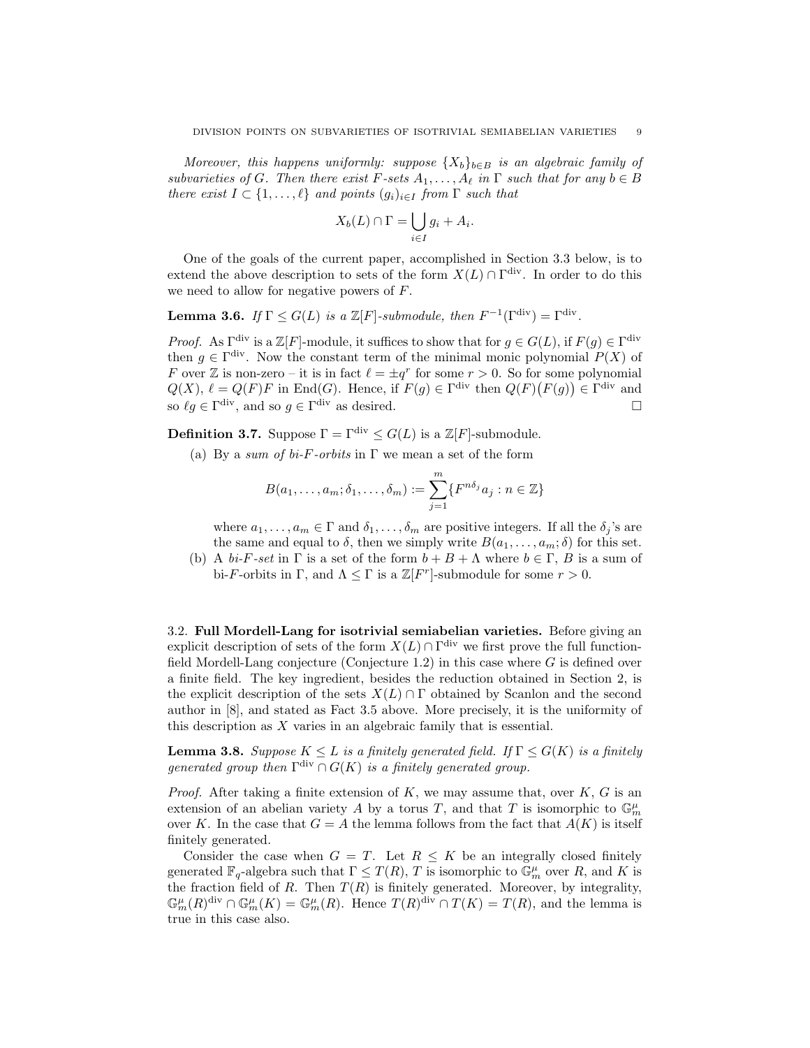*Moreover, this happens uniformly: suppose $\{X_b\}_{b \in B}$ is an algebraic family of subvarieties of $G$. Then there exist $F$-sets $A_1, \ldots, A_\ell$ in $\Gamma$ such that for any $b \in B$ there exist $I \subset \{1, \ldots, \ell\}$ and points $(g_i)_{i \in I}$ from $\Gamma$ such that*

$$X_b(L) \cap \Gamma = \bigcup_{i \in I} g_i + A_i.$$

One of the goals of the current paper, accomplished in Section 3.3 below, is to extend the above description to sets of the form $X(L) \cap \Gamma^{\mathrm{div}}$. In order to do this we need to allow for negative powers of $F$.

**Lemma 3.6.** *If $\Gamma \leq G(L)$ is a $\mathbb{Z}[F]$-submodule, then $F^{-1}(\Gamma^{\mathrm{div}}) = \Gamma^{\mathrm{div}}$.*

*Proof.* As $\Gamma^{\mathrm{div}}$ is a $\mathbb{Z}[F]$-module, it suffices to show that for $g \in G(L)$, if $F(g) \in \Gamma^{\mathrm{div}}$ then $g \in \Gamma^{\mathrm{div}}$. Now the constant term of the minimal monic polynomial $P(X)$ of $F$ over $\mathbb{Z}$ is non-zero – it is in fact $\ell = \pm q^r$ for some $r > 0$. So for some polynomial $Q(X)$, $\ell = Q(F)F$ in $\mathrm{End}(G)$. Hence, if $F(g) \in \Gamma^{\mathrm{div}}$ then $Q(F)\big(F(g)\big) \in \Gamma^{\mathrm{div}}$ and so $\ell g \in \Gamma^{\mathrm{div}}$, and so $g \in \Gamma^{\mathrm{div}}$ as desired. □

**Definition 3.7.** Suppose $\Gamma = \Gamma^{\mathrm{div}} \leq G(L)$ is a $\mathbb{Z}[F]$-submodule.

(a) By a *sum of bi-$F$-orbits* in $\Gamma$ we mean a set of the form

$$B(a_1, \ldots, a_m; \delta_1, \ldots, \delta_m) := \sum_{j=1}^{m} \{F^{n\delta_j} a_j : n \in \mathbb{Z}\}$$

where $a_1, \ldots, a_m \in \Gamma$ and $\delta_1, \ldots, \delta_m$ are positive integers. If all the $\delta_j$'s are the same and equal to $\delta$, then we simply write $B(a_1, \ldots, a_m; \delta)$ for this set.

(b) A *bi-$F$-set* in $\Gamma$ is a set of the form $b + B + \Lambda$ where $b \in \Gamma$, $B$ is a sum of bi-$F$-orbits in $\Gamma$, and $\Lambda \leq \Gamma$ is a $\mathbb{Z}[F^r]$-submodule for some $r > 0$.

### 3.2. Full Mordell-Lang for isotrivial semiabelian varieties.

Before giving an explicit description of sets of the form $X(L) \cap \Gamma^{\mathrm{div}}$ we first prove the full function-field Mordell-Lang conjecture (Conjecture 1.2) in this case where $G$ is defined over a finite field. The key ingredient, besides the reduction obtained in Section 2, is the explicit description of the sets $X(L) \cap \Gamma$ obtained by Scanlon and the second author in [8], and stated as Fact 3.5 above. More precisely, it is the uniformity of this description as $X$ varies in an algebraic family that is essential.

**Lemma 3.8.** *Suppose $K \leq L$ is a finitely generated field. If $\Gamma \leq G(K)$ is a finitely generated group then $\Gamma^{\mathrm{div}} \cap G(K)$ is a finitely generated group.*

*Proof.* After taking a finite extension of $K$, we may assume that, over $K$, $G$ is an extension of an abelian variety $A$ by a torus $T$, and that $T$ is isomorphic to $\mathbb{G}_m^\mu$ over $K$. In the case that $G = A$ the lemma follows from the fact that $A(K)$ is itself finitely generated.

Consider the case when $G = T$. Let $R \leq K$ be an integrally closed finitely generated $\mathbb{F}_q$-algebra such that $\Gamma \leq T(R)$, $T$ is isomorphic to $\mathbb{G}_m^\mu$ over $R$, and $K$ is the fraction field of $R$. Then $T(R)$ is finitely generated. Moreover, by integrality, $\mathbb{G}_m^\mu(R)^{\mathrm{div}} \cap \mathbb{G}_m^\mu(K) = \mathbb{G}_m^\mu(R)$. Hence $T(R)^{\mathrm{div}} \cap T(K) = T(R)$, and the lemma is true in this case also.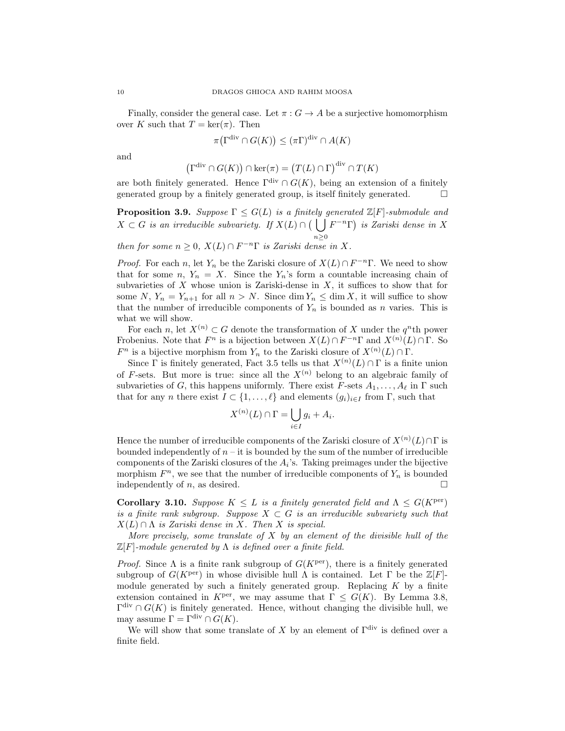Finally, consider the general case. Let $\pi : G \to A$ be a surjective homomorphism over $K$ such that $T = \ker(\pi)$. Then

$$\pi\big(\Gamma^{\mathrm{div}} \cap G(K)\big) \leq (\pi\Gamma)^{\mathrm{div}} \cap A(K)$$

and

$$\big(\Gamma^{\mathrm{div}} \cap G(K)\big) \cap \ker(\pi) = \big(T(L) \cap \Gamma\big)^{\mathrm{div}} \cap T(K)$$

are both finitely generated. Hence $\Gamma^{\mathrm{div}} \cap G(K)$, being an extension of a finitely generated group by a finitely generated group, is itself finitely generated. $\square$

**Proposition 3.9.** *Suppose $\Gamma \leq G(L)$ is a finitely generated $\mathbb{Z}[F]$-submodule and $X \subset G$ is an irreducible subvariety. If $X(L) \cap \big(\bigcup_{n \geq 0} F^{-n}\Gamma\big)$ is Zariski dense in $X$ then for some $n \geq 0$, $X(L) \cap F^{-n}\Gamma$ is Zariski dense in $X$.*

*Proof.* For each $n$, let $Y_n$ be the Zariski closure of $X(L) \cap F^{-n}\Gamma$. We need to show that for some $n$, $Y_n = X$. Since the $Y_n$'s form a countable increasing chain of subvarieties of $X$ whose union is Zariski-dense in $X$, it suffices to show that for some $N$, $Y_n = Y_{n+1}$ for all $n > N$. Since $\dim Y_n \leq \dim X$, it will suffice to show that the number of irreducible components of $Y_n$ is bounded as $n$ varies. This is what we will show.

For each $n$, let $X^{(n)} \subset G$ denote the transformation of $X$ under the $q^n$th power Frobenius. Note that $F^n$ is a bijection between $X(L) \cap F^{-n}\Gamma$ and $X^{(n)}(L) \cap \Gamma$. So $F^n$ is a bijective morphism from $Y_n$ to the Zariski closure of $X^{(n)}(L) \cap \Gamma$.

Since $\Gamma$ is finitely generated, Fact 3.5 tells us that $X^{(n)}(L) \cap \Gamma$ is a finite union of $F$-sets. But more is true: since all the $X^{(n)}$ belong to an algebraic family of subvarieties of $G$, this happens uniformly. There exist $F$-sets $A_1, \ldots, A_\ell$ in $\Gamma$ such that for any $n$ there exist $I \subset \{1, \ldots, \ell\}$ and elements $(g_i)_{i \in I}$ from $\Gamma$, such that

$$X^{(n)}(L) \cap \Gamma = \bigcup_{i \in I} g_i + A_i.$$

Hence the number of irreducible components of the Zariski closure of $X^{(n)}(L) \cap \Gamma$ is bounded independently of $n$ – it is bounded by the sum of the number of irreducible components of the Zariski closures of the $A_i$'s. Taking preimages under the bijective morphism $F^n$, we see that the number of irreducible components of $Y_n$ is bounded independently of $n$, as desired. $\square$

**Corollary 3.10.** *Suppose $K \leq L$ is a finitely generated field and $\Lambda \leq G(K^{\mathrm{per}})$ is a finite rank subgroup. Suppose $X \subset G$ is an irreducible subvariety such that $X(L) \cap \Lambda$ is Zariski dense in $X$. Then $X$ is special.*

*More precisely, some translate of $X$ by an element of the divisible hull of the $\mathbb{Z}[F]$-module generated by $\Lambda$ is defined over a finite field.*

*Proof.* Since $\Lambda$ is a finite rank subgroup of $G(K^{\mathrm{per}})$, there is a finitely generated subgroup of $G(K^{\mathrm{per}})$ in whose divisible hull $\Lambda$ is contained. Let $\Gamma$ be the $\mathbb{Z}[F]$-module generated by such a finitely generated group. Replacing $K$ by a finite extension contained in $K^{\mathrm{per}}$, we may assume that $\Gamma \leq G(K)$. By Lemma 3.8, $\Gamma^{\mathrm{div}} \cap G(K)$ is finitely generated. Hence, without changing the divisible hull, we may assume $\Gamma = \Gamma^{\mathrm{div}} \cap G(K)$.

We will show that some translate of $X$ by an element of $\Gamma^{\mathrm{div}}$ is defined over a finite field.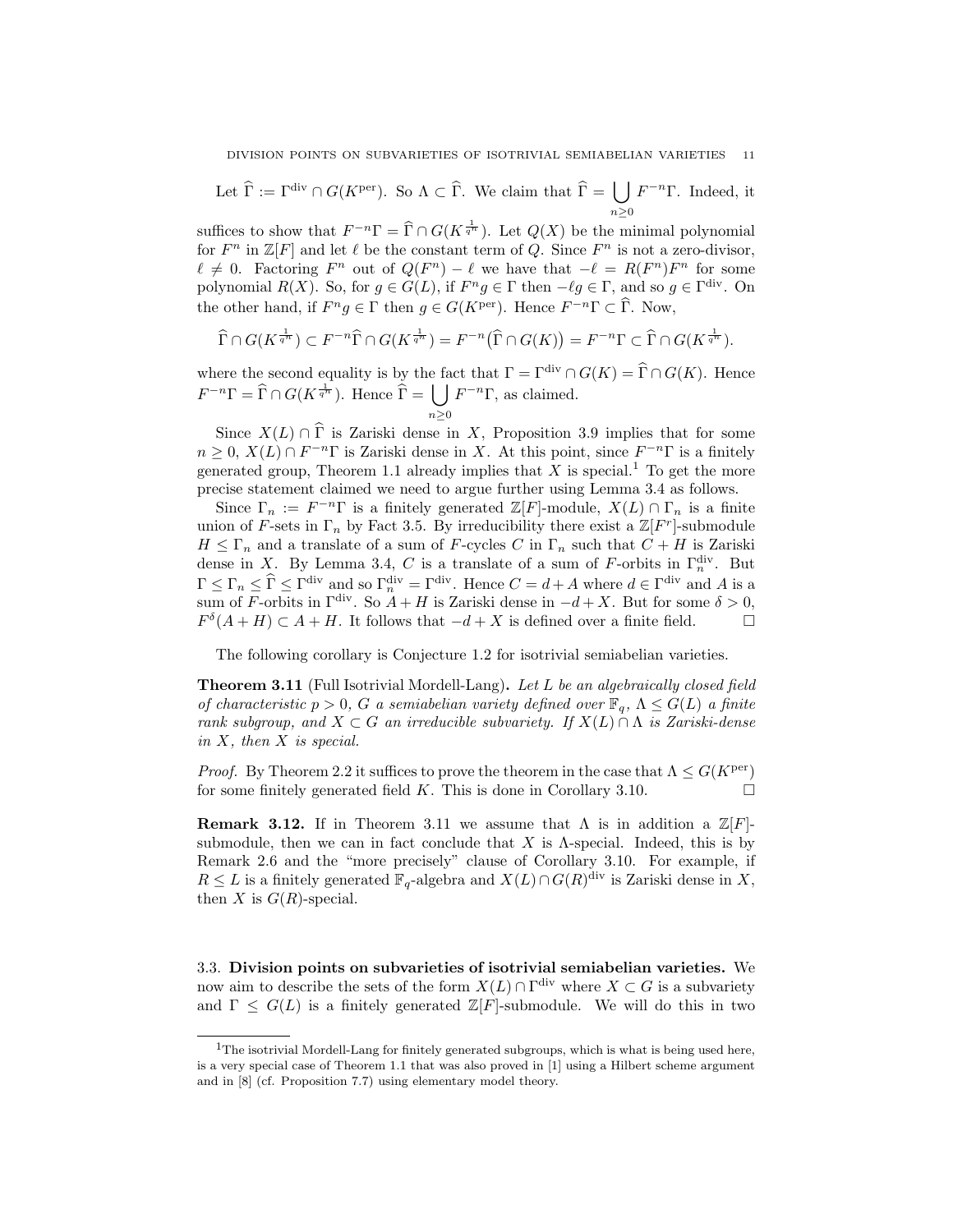Let $\widehat{\Gamma} := \Gamma^{\rm div} \cap G(K^{\rm per})$. So $\Lambda \subset \widehat{\Gamma}$. We claim that $\widehat{\Gamma} = \bigcup_{n \geq 0} F^{-n}\Gamma$. Indeed, it suffices to show that $F^{-n}\Gamma = \widehat{\Gamma} \cap G(K^{\frac{1}{q^n}})$. Let $Q(X)$ be the minimal polynomial for $F^n$ in $\mathbb{Z}[F]$ and let $\ell$ be the constant term of $Q$. Since $F^n$ is not a zero-divisor, $\ell \neq 0$. Factoring $F^n$ out of $Q(F^n) - \ell$ we have that $-\ell = R(F^n)F^n$ for some polynomial $R(X)$. So, for $g \in G(L)$, if $F^n g \in \Gamma$ then $-\ell g \in \Gamma$, and so $g \in \Gamma^{\rm div}$. On the other hand, if $F^n g \in \Gamma$ then $g \in G(K^{\rm per})$. Hence $F^{-n}\Gamma \subset \widehat{\Gamma}$. Now,

$$\widehat{\Gamma} \cap G(K^{\frac{1}{q^n}}) \subset F^{-n}\widehat{\Gamma} \cap G(K^{\frac{1}{q^n}}) = F^{-n}\big(\widehat{\Gamma} \cap G(K)\big) = F^{-n}\Gamma \subset \widehat{\Gamma} \cap G(K^{\frac{1}{q^n}}).$$

where the second equality is by the fact that $\Gamma = \Gamma^{\rm div} \cap G(K) = \widehat{\Gamma} \cap G(K)$. Hence $F^{-n}\Gamma = \widehat{\Gamma} \cap G(K^{\frac{1}{q^n}})$. Hence $\widehat{\Gamma} = \bigcup_{n \geq 0} F^{-n}\Gamma$, as claimed.

Since $X(L) \cap \widehat{\Gamma}$ is Zariski dense in $X$, Proposition 3.9 implies that for some $n \geq 0$, $X(L) \cap F^{-n}\Gamma$ is Zariski dense in $X$. At this point, since $F^{-n}\Gamma$ is a finitely generated group, Theorem 1.1 already implies that $X$ is special.[1] To get the more precise statement claimed we need to argue further using Lemma 3.4 as follows.

Since $\Gamma_n := F^{-n}\Gamma$ is a finitely generated $\mathbb{Z}[F]$-module, $X(L) \cap \Gamma_n$ is a finite union of $F$-sets in $\Gamma_n$ by Fact 3.5. By irreducibility there exist a $\mathbb{Z}[F^r]$-submodule $H \leq \Gamma_n$ and a translate of a sum of $F$-cycles $C$ in $\Gamma_n$ such that $C + H$ is Zariski dense in $X$. By Lemma 3.4, $C$ is a translate of a sum of $F$-orbits in $\Gamma_n^{\rm div}$. But $\Gamma \leq \Gamma_n \leq \widehat{\Gamma} \leq \Gamma^{\rm div}$ and so $\Gamma_n^{\rm div} = \Gamma^{\rm div}$. Hence $C = d + A$ where $d \in \Gamma^{\rm div}$ and $A$ is a sum of $F$-orbits in $\Gamma^{\rm div}$. So $A + H$ is Zariski dense in $-d + X$. But for some $\delta > 0$, $F^\delta(A + H) \subset A + H$. It follows that $-d + X$ is defined over a finite field. $\square$

The following corollary is Conjecture 1.2 for isotrivial semiabelian varieties.

**Theorem 3.11** (Full Isotrivial Mordell-Lang)**.** *Let $L$ be an algebraically closed field of characteristic $p > 0$, $G$ a semiabelian variety defined over $\mathbb{F}_q$, $\Lambda \leq G(L)$ a finite rank subgroup, and $X \subset G$ an irreducible subvariety. If $X(L) \cap \Lambda$ is Zariski-dense in $X$, then $X$ is special.*

*Proof.* By Theorem 2.2 it suffices to prove the theorem in the case that $\Lambda \leq G(K^{\rm per})$ for some finitely generated field $K$. This is done in Corollary 3.10. $\square$

**Remark 3.12.** If in Theorem 3.11 we assume that $\Lambda$ is in addition a $\mathbb{Z}[F]$-submodule, then we can in fact conclude that $X$ is $\Lambda$-special. Indeed, this is by Remark 2.6 and the "more precisely" clause of Corollary 3.10. For example, if $R \leq L$ is a finitely generated $\mathbb{F}_q$-algebra and $X(L) \cap G(R)^{\rm div}$ is Zariski dense in $X$, then $X$ is $G(R)$-special.

### 3.3. Division points on subvarieties of isotrivial semiabelian varieties.

We now aim to describe the sets of the form $X(L) \cap \Gamma^{\rm div}$ where $X \subset G$ is a subvariety and $\Gamma \leq G(L)$ is a finitely generated $\mathbb{Z}[F]$-submodule. We will do this in two

[1] The isotrivial Mordell-Lang for finitely generated subgroups, which is what is being used here, is a very special case of Theorem 1.1 that was also proved in [1] using a Hilbert scheme argument and in [8] (cf. Proposition 7.7) using elementary model theory.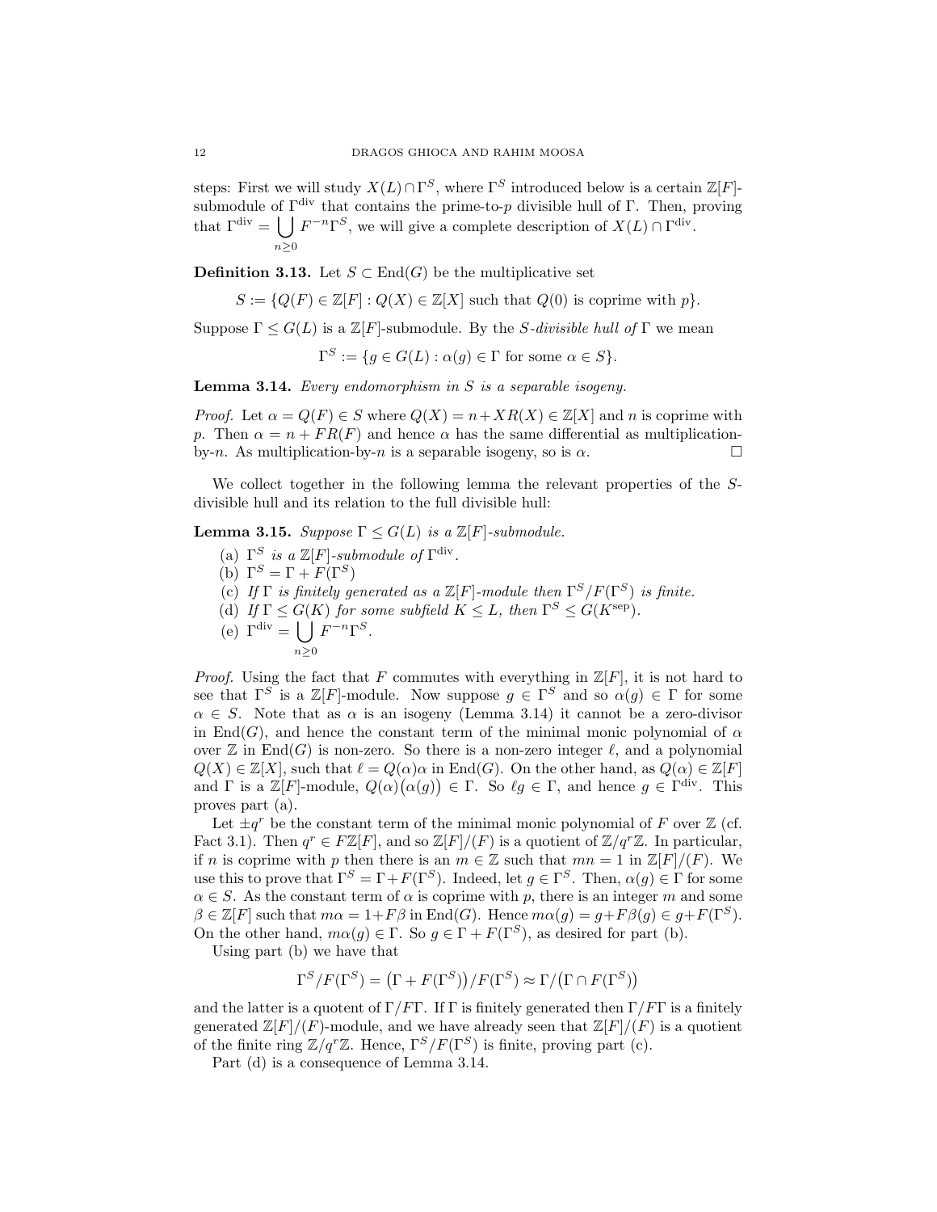steps: First we will study $X(L) \cap \Gamma^S$, where $\Gamma^S$ introduced below is a certain $\mathbb{Z}[F]$-submodule of $\Gamma^{\text{div}}$ that contains the prime-to-$p$ divisible hull of $\Gamma$. Then, proving that $\Gamma^{\text{div}} = \bigcup_{n \geq 0} F^{-n}\Gamma^S$, we will give a complete description of $X(L) \cap \Gamma^{\text{div}}$.

**Definition 3.13.** Let $S \subset \text{End}(G)$ be the multiplicative set

$$S := \{Q(F) \in \mathbb{Z}[F] : Q(X) \in \mathbb{Z}[X] \text{ such that } Q(0) \text{ is coprime with } p\}.$$

Suppose $\Gamma \leq G(L)$ is a $\mathbb{Z}[F]$-submodule. By the *S-divisible hull of* $\Gamma$ we mean

$$\Gamma^S := \{g \in G(L) : \alpha(g) \in \Gamma \text{ for some } \alpha \in S\}.$$

**Lemma 3.14.** *Every endomorphism in $S$ is a separable isogeny.*

*Proof.* Let $\alpha = Q(F) \in S$ where $Q(X) = n + XR(X) \in \mathbb{Z}[X]$ and $n$ is coprime with $p$. Then $\alpha = n + FR(F)$ and hence $\alpha$ has the same differential as multiplication-by-$n$. As multiplication-by-$n$ is a separable isogeny, so is $\alpha$. □

We collect together in the following lemma the relevant properties of the $S$-divisible hull and its relation to the full divisible hull:

**Lemma 3.15.** *Suppose $\Gamma \leq G(L)$ is a $\mathbb{Z}[F]$-submodule.*

(a) *$\Gamma^S$ is a $\mathbb{Z}[F]$-submodule of $\Gamma^{\text{div}}$.*
(b) *$\Gamma^S = \Gamma + F(\Gamma^S)$*
(c) *If $\Gamma$ is finitely generated as a $\mathbb{Z}[F]$-module then $\Gamma^S/F(\Gamma^S)$ is finite.*
(d) *If $\Gamma \leq G(K)$ for some subfield $K \leq L$, then $\Gamma^S \leq G(K^{\text{sep}})$.*
(e) *$\Gamma^{\text{div}} = \bigcup_{n\geq 0} F^{-n}\Gamma^S$.*

*Proof.* Using the fact that $F$ commutes with everything in $\mathbb{Z}[F]$, it is not hard to see that $\Gamma^S$ is a $\mathbb{Z}[F]$-module. Now suppose $g \in \Gamma^S$ and so $\alpha(g) \in \Gamma$ for some $\alpha \in S$. Note that as $\alpha$ is an isogeny (Lemma 3.14) it cannot be a zero-divisor in $\text{End}(G)$, and hence the constant term of the minimal monic polynomial of $\alpha$ over $\mathbb{Z}$ in $\text{End}(G)$ is non-zero. So there is a non-zero integer $\ell$, and a polynomial $Q(X) \in \mathbb{Z}[X]$, such that $\ell = Q(\alpha)\alpha$ in $\text{End}(G)$. On the other hand, as $Q(\alpha) \in \mathbb{Z}[F]$ and $\Gamma$ is a $\mathbb{Z}[F]$-module, $Q(\alpha)\big(\alpha(g)\big) \in \Gamma$. So $\ell g \in \Gamma$, and hence $g \in \Gamma^{\text{div}}$. This proves part (a).

Let $\pm q^r$ be the constant term of the minimal monic polynomial of $F$ over $\mathbb{Z}$ (cf. Fact 3.1). Then $q^r \in F\mathbb{Z}[F]$, and so $\mathbb{Z}[F]/(F)$ is a quotient of $\mathbb{Z}/q^r\mathbb{Z}$. In particular, if $n$ is coprime with $p$ then there is an $m \in \mathbb{Z}$ such that $mn = 1$ in $\mathbb{Z}[F]/(F)$. We use this to prove that $\Gamma^S = \Gamma + F(\Gamma^S)$. Indeed, let $g \in \Gamma^S$. Then, $\alpha(g) \in \Gamma$ for some $\alpha \in S$. As the constant term of $\alpha$ is coprime with $p$, there is an integer $m$ and some $\beta \in \mathbb{Z}[F]$ such that $m\alpha = 1 + F\beta$ in $\text{End}(G)$. Hence $m\alpha(g) = g + F\beta(g) \in g + F(\Gamma^S)$. On the other hand, $m\alpha(g) \in \Gamma$. So $g \in \Gamma + F(\Gamma^S)$, as desired for part (b).

Using part (b) we have that

$$\Gamma^S/F(\Gamma^S) = \big(\Gamma + F(\Gamma^S)\big)/F(\Gamma^S) \approx \Gamma/\big(\Gamma \cap F(\Gamma^S)\big)$$

and the latter is a quotient of $\Gamma/F\Gamma$. If $\Gamma$ is finitely generated then $\Gamma/F\Gamma$ is a finitely generated $\mathbb{Z}[F]/(F)$-module, and we have already seen that $\mathbb{Z}[F]/(F)$ is a quotient of the finite ring $\mathbb{Z}/q^r\mathbb{Z}$. Hence, $\Gamma^S/F(\Gamma^S)$ is finite, proving part (c).

Part (d) is a consequence of Lemma 3.14.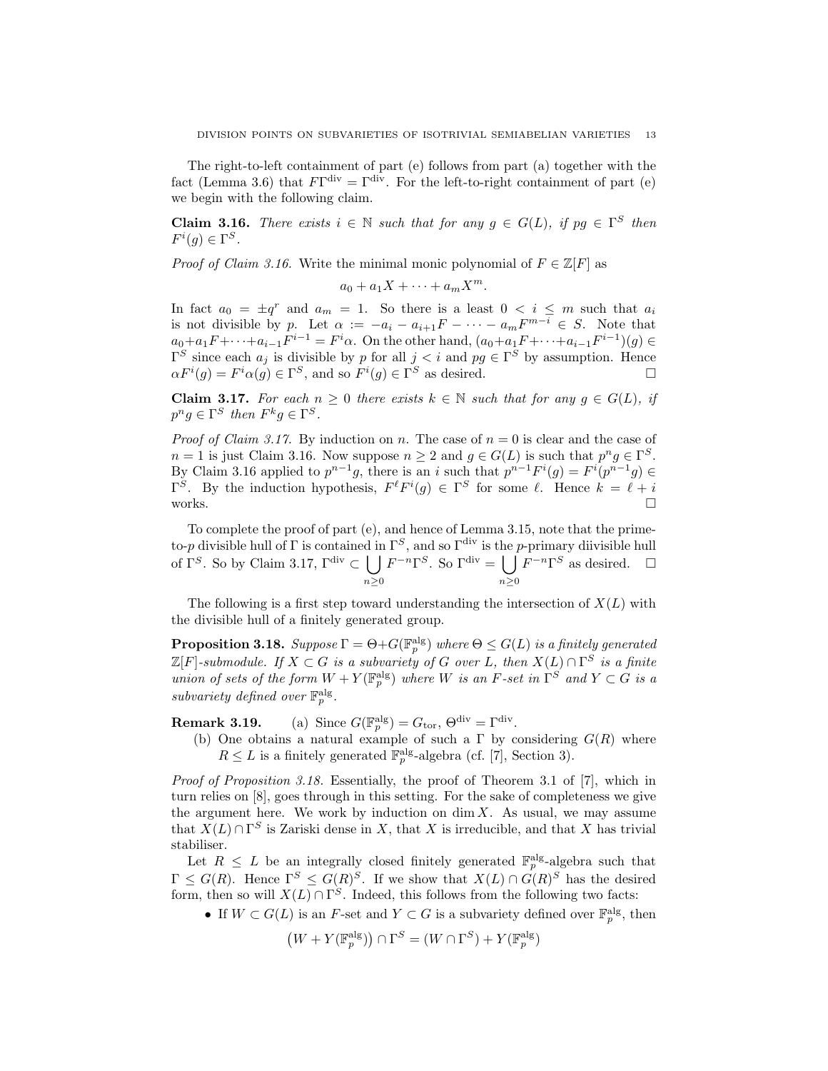The right-to-left containment of part (e) follows from part (a) together with the fact (Lemma 3.6) that $F\Gamma^{\mathrm{div}} = \Gamma^{\mathrm{div}}$. For the left-to-right containment of part (e) we begin with the following claim.

**Claim 3.16.** *There exists $i \in \mathbb{N}$ such that for any $g \in G(L)$, if $pg \in \Gamma^S$ then $F^i(g) \in \Gamma^S$.*

*Proof of Claim 3.16.* Write the minimal monic polynomial of $F \in \mathbb{Z}[F]$ as

$$a_0 + a_1 X + \cdots + a_m X^m.$$

In fact $a_0 = \pm q^r$ and $a_m = 1$. So there is a least $0 < i \leq m$ such that $a_i$ is not divisible by $p$. Let $\alpha := -a_i - a_{i+1}F - \cdots - a_m F^{m-i} \in S$. Note that $a_0 + a_1 F + \cdots + a_{i-1}F^{i-1} = F^i\alpha$. On the other hand, $(a_0 + a_1 F + \cdots + a_{i-1}F^{i-1})(g) \in \Gamma^S$ since each $a_j$ is divisible by $p$ for all $j < i$ and $pg \in \Gamma^S$ by assumption. Hence $\alpha F^i(g) = F^i\alpha(g) \in \Gamma^S$, and so $F^i(g) \in \Gamma^S$ as desired. $\square$

**Claim 3.17.** *For each $n \geq 0$ there exists $k \in \mathbb{N}$ such that for any $g \in G(L)$, if $p^n g \in \Gamma^S$ then $F^k g \in \Gamma^S$.*

*Proof of Claim 3.17.* By induction on $n$. The case of $n = 0$ is clear and the case of $n = 1$ is just Claim 3.16. Now suppose $n \geq 2$ and $g \in G(L)$ is such that $p^n g \in \Gamma^S$. By Claim 3.16 applied to $p^{n-1}g$, there is an $i$ such that $p^{n-1}F^i(g) = F^i(p^{n-1}g) \in \Gamma^S$. By the induction hypothesis, $F^\ell F^i(g) \in \Gamma^S$ for some $\ell$. Hence $k = \ell + i$ works. $\square$

To complete the proof of part (e), and hence of Lemma 3.15, note that the prime-to-$p$ divisible hull of $\Gamma$ is contained in $\Gamma^S$, and so $\Gamma^{\mathrm{div}}$ is the $p$-primary diivisible hull of $\Gamma^S$. So by Claim 3.17, $\Gamma^{\mathrm{div}} \subset \bigcup_{n \geq 0} F^{-n}\Gamma^S$. So $\Gamma^{\mathrm{div}} = \bigcup_{n \geq 0} F^{-n}\Gamma^S$ as desired. $\square$

The following is a first step toward understanding the intersection of $X(L)$ with the divisible hull of a finitely generated group.

**Proposition 3.18.** *Suppose $\Gamma = \Theta + G(\mathbb{F}_p^{\mathrm{alg}})$ where $\Theta \leq G(L)$ is a finitely generated $\mathbb{Z}[F]$-submodule. If $X \subset G$ is a subvariety of $G$ over $L$, then $X(L) \cap \Gamma^S$ is a finite union of sets of the form $W + Y(\mathbb{F}_p^{\mathrm{alg}})$ where $W$ is an $F$-set in $\Gamma^S$ and $Y \subset G$ is a subvariety defined over $\mathbb{F}_p^{\mathrm{alg}}$.*

**Remark 3.19.**
(a) Since $G(\mathbb{F}_p^{\mathrm{alg}}) = G_{\mathrm{tor}}$, $\Theta^{\mathrm{div}} = \Gamma^{\mathrm{div}}$.
(b) One obtains a natural example of such a $\Gamma$ by considering $G(R)$ where $R \leq L$ is a finitely generated $\mathbb{F}_p^{\mathrm{alg}}$-algebra (cf. [7], Section 3).

*Proof of Proposition 3.18.* Essentially, the proof of Theorem 3.1 of [7], which in turn relies on [8], goes through in this setting. For the sake of completeness we give the argument here. We work by induction on $\dim X$. As usual, we may assume that $X(L) \cap \Gamma^S$ is Zariski dense in $X$, that $X$ is irreducible, and that $X$ has trivial stabiliser.

Let $R \leq L$ be an integrally closed finitely generated $\mathbb{F}_p^{\mathrm{alg}}$-algebra such that $\Gamma \leq G(R)$. Hence $\Gamma^S \leq G(R)^S$. If we show that $X(L) \cap G(R)^S$ has the desired form, then so will $X(L) \cap \Gamma^S$. Indeed, this follows from the following two facts:

- If $W \subset G(L)$ is an $F$-set and $Y \subset G$ is a subvariety defined over $\mathbb{F}_p^{\mathrm{alg}}$, then

$$\big(W + Y(\mathbb{F}_p^{\mathrm{alg}})\big) \cap \Gamma^S = (W \cap \Gamma^S) + Y(\mathbb{F}_p^{\mathrm{alg}})$$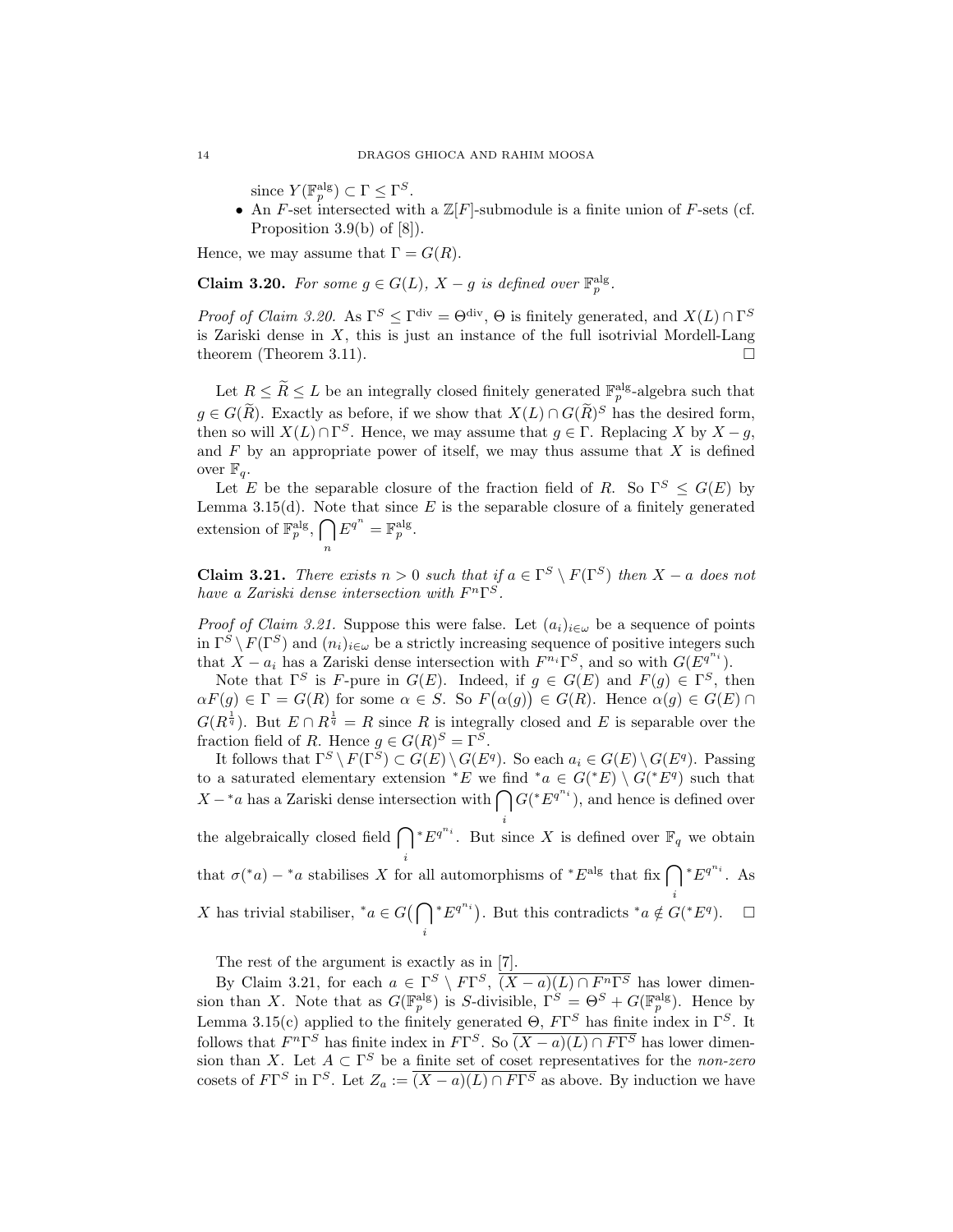since $Y(\mathbb{F}_p^{\mathrm{alg}}) \subset \Gamma \leq \Gamma^S$.

- An $F$-set intersected with a $\mathbb{Z}[F]$-submodule is a finite union of $F$-sets (cf. Proposition 3.9(b) of [8]).

Hence, we may assume that $\Gamma = G(R)$.

**Claim 3.20.** *For some $g \in G(L)$, $X - g$ is defined over $\mathbb{F}_p^{\mathrm{alg}}$.*

*Proof of Claim 3.20.* As $\Gamma^S \leq \Gamma^{\mathrm{div}} = \Theta^{\mathrm{div}}$, $\Theta$ is finitely generated, and $X(L) \cap \Gamma^S$ is Zariski dense in $X$, this is just an instance of the full isotrivial Mordell-Lang theorem (Theorem 3.11). $\square$

Let $R \leq \widetilde{R} \leq L$ be an integrally closed finitely generated $\mathbb{F}_p^{\mathrm{alg}}$-algebra such that $g \in G(\widetilde{R})$. Exactly as before, if we show that $X(L) \cap G(\widetilde{R})^S$ has the desired form, then so will $X(L) \cap \Gamma^S$. Hence, we may assume that $g \in \Gamma$. Replacing $X$ by $X - g$, and $F$ by an appropriate power of itself, we may thus assume that $X$ is defined over $\mathbb{F}_q$.

Let $E$ be the separable closure of the fraction field of $R$. So $\Gamma^S \leq G(E)$ by Lemma 3.15(d). Note that since $E$ is the separable closure of a finitely generated extension of $\mathbb{F}_p^{\mathrm{alg}}$, $\bigcap_n E^{q^n} = \mathbb{F}_p^{\mathrm{alg}}$.

**Claim 3.21.** *There exists $n > 0$ such that if $a \in \Gamma^S \setminus F(\Gamma^S)$ then $X - a$ does not have a Zariski dense intersection with $F^n\Gamma^S$.*

*Proof of Claim 3.21.* Suppose this were false. Let $(a_i)_{i\in\omega}$ be a sequence of points in $\Gamma^S \setminus F(\Gamma^S)$ and $(n_i)_{i\in\omega}$ be a strictly increasing sequence of positive integers such that $X - a_i$ has a Zariski dense intersection with $F^{n_i}\Gamma^S$, and so with $G(E^{q^{n_i}})$.

Note that $\Gamma^S$ is $F$-pure in $G(E)$. Indeed, if $g \in G(E)$ and $F(g) \in \Gamma^S$, then $\alpha F(g) \in \Gamma = G(R)$ for some $\alpha \in S$. So $F\big(\alpha(g)\big) \in G(R)$. Hence $\alpha(g) \in G(E) \cap G(R^{\frac{1}{q}})$. But $E \cap R^{\frac{1}{q}} = R$ since $R$ is integrally closed and $E$ is separable over the fraction field of $R$. Hence $g \in G(R)^S = \Gamma^S$.

It follows that $\Gamma^S \setminus F(\Gamma^S) \subset G(E) \setminus G(E^q)$. So each $a_i \in G(E) \setminus G(E^q)$. Passing to a saturated elementary extension ${}^*E$ we find ${}^*a \in G({}^*E) \setminus G({}^*E^q)$ such that $X - {}^*a$ has a Zariski dense intersection with $\bigcap_i G({}^*E^{q^{n_i}})$, and hence is defined over the algebraically closed field $\bigcap_i {}^*E^{q^{n_i}}$. But since $X$ is defined over $\mathbb{F}_q$ we obtain that $\sigma({}^*a) - {}^*a$ stabilises $X$ for all automorphisms of ${}^*E^{\mathrm{alg}}$ that fix $\bigcap_i {}^*E^{q^{n_i}}$. As $X$ has trivial stabiliser, ${}^*a \in G\big(\bigcap_i {}^*E^{q^{n_i}}\big)$. But this contradicts ${}^*a \notin G({}^*E^q)$. $\square$

The rest of the argument is exactly as in [7].

By Claim 3.21, for each $a \in \Gamma^S \setminus F\Gamma^S$, $\overline{(X-a)(L) \cap F^n\Gamma^S}$ has lower dimension than $X$. Note that as $G(\mathbb{F}_p^{\mathrm{alg}})$ is $S$-divisible, $\Gamma^S = \Theta^S + G(\mathbb{F}_p^{\mathrm{alg}})$. Hence by Lemma 3.15(c) applied to the finitely generated $\Theta$, $F\Gamma^S$ has finite index in $\Gamma^S$. It follows that $F^n\Gamma^S$ has finite index in $F\Gamma^S$. So $\overline{(X-a)(L) \cap F\Gamma^S}$ has lower dimension than $X$. Let $A \subset \Gamma^S$ be a finite set of coset representatives for the *non-zero* cosets of $F\Gamma^S$ in $\Gamma^S$. Let $Z_a := \overline{(X-a)(L) \cap F\Gamma^S}$ as above. By induction we have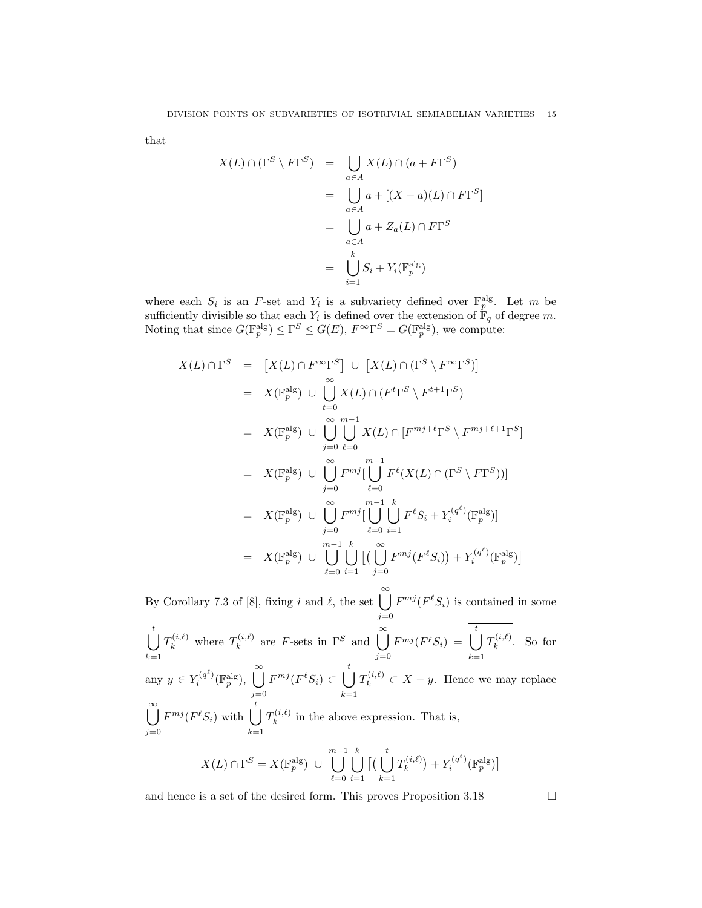that

$$
\begin{aligned}
X(L) \cap (\Gamma^S \setminus F\Gamma^S) &= \bigcup_{a \in A} X(L) \cap (a + F\Gamma^S) \\
&= \bigcup_{a \in A} a + [(X - a)(L) \cap F\Gamma^S] \\
&= \bigcup_{a \in A} a + Z_a(L) \cap F\Gamma^S \\
&= \bigcup_{i=1}^{k} S_i + Y_i(\mathbb{F}_p^{\text{alg}})
\end{aligned}
$$

where each $S_i$ is an $F$-set and $Y_i$ is a subvariety defined over $\mathbb{F}_p^{\text{alg}}$. Let $m$ be sufficiently divisible so that each $Y_i$ is defined over the extension of $\mathbb{F}_q$ of degree $m$. Noting that since $G(\mathbb{F}_p^{\text{alg}}) \leq \Gamma^S \leq G(E)$, $F^\infty \Gamma^S = G(\mathbb{F}_p^{\text{alg}})$, we compute:

$$
\begin{aligned}
X(L) \cap \Gamma^S &= \left[X(L) \cap F^\infty \Gamma^S\right] \cup \left[X(L) \cap (\Gamma^S \setminus F^\infty \Gamma^S)\right] \\
&= X(\mathbb{F}_p^{\text{alg}}) \cup \bigcup_{t=0}^{\infty} X(L) \cap (F^t \Gamma^S \setminus F^{t+1} \Gamma^S) \\
&= X(\mathbb{F}_p^{\text{alg}}) \cup \bigcup_{j=0}^{\infty} \bigcup_{\ell=0}^{m-1} X(L) \cap [F^{mj+\ell} \Gamma^S \setminus F^{mj+\ell+1} \Gamma^S] \\
&= X(\mathbb{F}_p^{\text{alg}}) \cup \bigcup_{j=0}^{\infty} F^{mj} [\bigcup_{\ell=0}^{m-1} F^\ell (X(L) \cap (\Gamma^S \setminus F\Gamma^S))] \\
&= X(\mathbb{F}_p^{\text{alg}}) \cup \bigcup_{j=0}^{\infty} F^{mj} [\bigcup_{\ell=0}^{m-1} \bigcup_{i=1}^{k} F^\ell S_i + Y_i^{(q^\ell)}(\mathbb{F}_p^{\text{alg}})] \\
&= X(\mathbb{F}_p^{\text{alg}}) \cup \bigcup_{\ell=0}^{m-1} \bigcup_{i=1}^{k} \big[\big(\bigcup_{j=0}^{\infty} F^{mj}(F^\ell S_i)\big) + Y_i^{(q^\ell)}(\mathbb{F}_p^{\text{alg}})\big]
\end{aligned}
$$

By Corollary 7.3 of [8], fixing $i$ and $\ell$, the set $\bigcup_{j=0}^{\infty} F^{mj}(F^\ell S_i)$ is contained in some $\bigcup_{k=1}^{t} T_k^{(i,\ell)}$ where $T_k^{(i,\ell)}$ are $F$-sets in $\Gamma^S$ and $\overline{\bigcup_{j=0}^{\infty} F^{mj}(F^\ell S_i)} = \overline{\bigcup_{k=1}^{t} T_k^{(i,\ell)}}$. So for any $y \in Y_i^{(q^\ell)}(\mathbb{F}_p^{\text{alg}})$, $\bigcup_{j=0}^{\infty} F^{mj}(F^\ell S_i) \subset \bigcup_{k=1}^{t} T_k^{(i,\ell)} \subset X - y$. Hence we may replace $\bigcup_{j=0}^{\infty} F^{mj}(F^\ell S_i)$ with $\bigcup_{k=1}^{t} T_k^{(i,\ell)}$ in the above expression. That is,

$$
X(L) \cap \Gamma^S = X(\mathbb{F}_p^{\text{alg}}) \cup \bigcup_{\ell=0}^{m-1} \bigcup_{i=1}^{k} \big[\big(\bigcup_{k=1}^{t} T_k^{(i,\ell)}\big) + Y_i^{(q^\ell)}(\mathbb{F}_p^{\text{alg}})\big]
$$

and hence is a set of the desired form. This proves Proposition 3.18 $\square$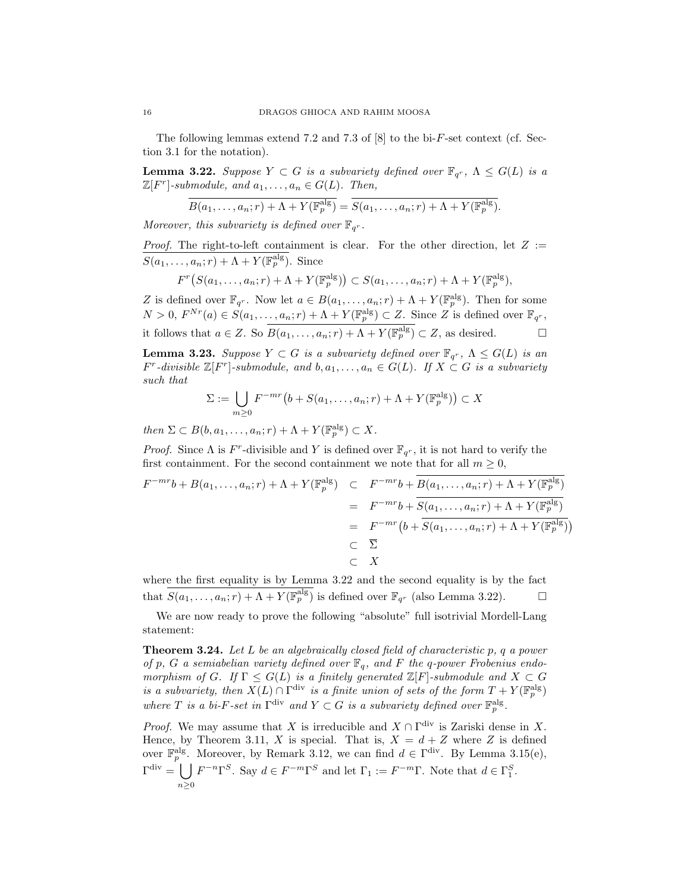The following lemmas extend 7.2 and 7.3 of [8] to the bi-$F$-set context (cf. Section 3.1 for the notation).

**Lemma 3.22.** *Suppose $Y \subset G$ is a subvariety defined over $\mathbb{F}_{q^r}$, $\Lambda \leq G(L)$ is a $\mathbb{Z}[F^r]$-submodule, and $a_1, \ldots, a_n \in G(L)$. Then,*

$$\overline{B(a_1, \ldots, a_n; r) + \Lambda + Y(\mathbb{F}_p^{\mathrm{alg}})} = \overline{S(a_1, \ldots, a_n; r) + \Lambda + Y(\mathbb{F}_p^{\mathrm{alg}})}.$$

*Moreover, this subvariety is defined over $\mathbb{F}_{q^r}$.*

*Proof.* The right-to-left containment is clear. For the other direction, let $Z := \overline{S(a_1, \ldots, a_n; r) + \Lambda + Y(\mathbb{F}_p^{\mathrm{alg}})}$. Since

$$F^r\big(S(a_1, \ldots, a_n; r) + \Lambda + Y(\mathbb{F}_p^{\mathrm{alg}})\big) \subset S(a_1, \ldots, a_n; r) + \Lambda + Y(\mathbb{F}_p^{\mathrm{alg}}),$$

$Z$ is defined over $\mathbb{F}_{q^r}$. Now let $a \in B(a_1, \ldots, a_n; r) + \Lambda + Y(\mathbb{F}_p^{\mathrm{alg}})$. Then for some $N > 0$, $F^{Nr}(a) \in S(a_1, \ldots, a_n; r) + \Lambda + Y(\mathbb{F}_p^{\mathrm{alg}}) \subset Z$. Since $Z$ is defined over $\mathbb{F}_{q^r}$, it follows that $a \in Z$. So $\overline{B(a_1, \ldots, a_n; r) + \Lambda + Y(\mathbb{F}_p^{\mathrm{alg}})} \subset Z$, as desired. $\square$

**Lemma 3.23.** *Suppose $Y \subset G$ is a subvariety defined over $\mathbb{F}_{q^r}$, $\Lambda \leq G(L)$ is an $F^r$-divisible $\mathbb{Z}[F^r]$-submodule, and $b, a_1, \ldots, a_n \in G(L)$. If $X \subset G$ is a subvariety such that*

$$\Sigma := \bigcup_{m \geq 0} F^{-mr}\big(b + S(a_1, \ldots, a_n; r) + \Lambda + Y(\mathbb{F}_p^{\mathrm{alg}})\big) \subset X$$

*then $\Sigma \subset B(b, a_1, \ldots, a_n; r) + \Lambda + Y(\mathbb{F}_p^{\mathrm{alg}}) \subset X$.*

*Proof.* Since $\Lambda$ is $F^r$-divisible and $Y$ is defined over $\mathbb{F}_{q^r}$, it is not hard to verify the first containment. For the second containment we note that for all $m \geq 0$,

$$\begin{aligned}
F^{-mr}b + B(a_1, \ldots, a_n; r) + \Lambda + Y(\mathbb{F}_p^{\mathrm{alg}}) &\subset F^{-mr}b + \overline{B(a_1, \ldots, a_n; r) + \Lambda + Y(\mathbb{F}_p^{\mathrm{alg}})} \\
&= F^{-mr}b + \overline{S(a_1, \ldots, a_n; r) + \Lambda + Y(\mathbb{F}_p^{\mathrm{alg}})} \\
&= F^{-mr}\big(b + \overline{S(a_1, \ldots, a_n; r) + \Lambda + Y(\mathbb{F}_p^{\mathrm{alg}})}\big) \\
&\subset \overline{\Sigma} \\
&\subset X
\end{aligned}$$

where the first equality is by Lemma 3.22 and the second equality is by the fact that $\overline{S(a_1, \ldots, a_n; r) + \Lambda + Y(\mathbb{F}_p^{\mathrm{alg}})}$ is defined over $\mathbb{F}_{q^r}$ (also Lemma 3.22). $\square$

We are now ready to prove the following "absolute" full isotrivial Mordell-Lang statement:

**Theorem 3.24.** *Let $L$ be an algebraically closed field of characteristic $p$, $q$ a power of $p$, $G$ a semiabelian variety defined over $\mathbb{F}_q$, and $F$ the $q$-power Frobenius endomorphism of $G$. If $\Gamma \leq G(L)$ is a finitely generated $\mathbb{Z}[F]$-submodule and $X \subset G$ is a subvariety, then $X(L) \cap \Gamma^{\mathrm{div}}$ is a finite union of sets of the form $T + Y(\mathbb{F}_p^{\mathrm{alg}})$ where $T$ is a bi-$F$-set in $\Gamma^{\mathrm{div}}$ and $Y \subset G$ is a subvariety defined over $\mathbb{F}_p^{\mathrm{alg}}$.*

*Proof.* We may assume that $X$ is irreducible and $X \cap \Gamma^{\mathrm{div}}$ is Zariski dense in $X$. Hence, by Theorem 3.11, $X$ is special. That is, $X = d + Z$ where $Z$ is defined over $\mathbb{F}_p^{\mathrm{alg}}$. Moreover, by Remark 3.12, we can find $d \in \Gamma^{\mathrm{div}}$. By Lemma 3.15(e), $\Gamma^{\mathrm{div}} = \bigcup_{n \geq 0} F^{-n}\Gamma^S$. Say $d \in F^{-m}\Gamma^S$ and let $\Gamma_1 := F^{-m}\Gamma$. Note that $d \in \Gamma_1^S$.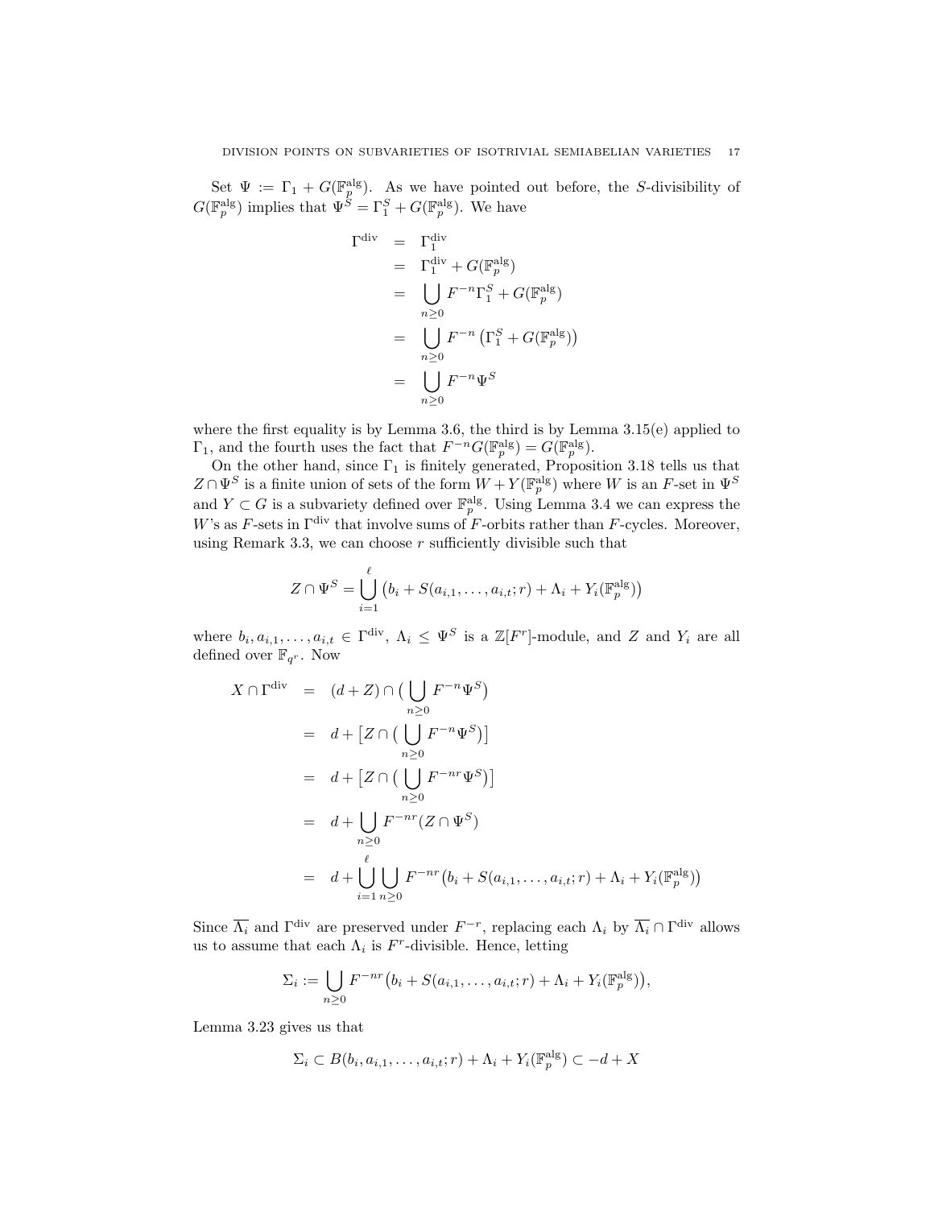Set $\Psi := \Gamma_1 + G(\mathbb{F}_p^{\mathrm{alg}})$. As we have pointed out before, the $S$-divisibility of $G(\mathbb{F}_p^{\mathrm{alg}})$ implies that $\Psi^S = \Gamma_1^S + G(\mathbb{F}_p^{\mathrm{alg}})$. We have

$$
\begin{aligned}
\Gamma^{\mathrm{div}} &= \Gamma_1^{\mathrm{div}} \\
&= \Gamma_1^{\mathrm{div}} + G(\mathbb{F}_p^{\mathrm{alg}}) \\
&= \bigcup_{n\geq 0} F^{-n}\Gamma_1^S + G(\mathbb{F}_p^{\mathrm{alg}}) \\
&= \bigcup_{n\geq 0} F^{-n}\left(\Gamma_1^S + G(\mathbb{F}_p^{\mathrm{alg}})\right) \\
&= \bigcup_{n\geq 0} F^{-n}\Psi^S
\end{aligned}
$$

where the first equality is by Lemma 3.6, the third is by Lemma 3.15(e) applied to $\Gamma_1$, and the fourth uses the fact that $F^{-n}G(\mathbb{F}_p^{\mathrm{alg}}) = G(\mathbb{F}_p^{\mathrm{alg}})$.

On the other hand, since $\Gamma_1$ is finitely generated, Proposition 3.18 tells us that $Z \cap \Psi^S$ is a finite union of sets of the form $W + Y(\mathbb{F}_p^{\mathrm{alg}})$ where $W$ is an $F$-set in $\Psi^S$ and $Y \subset G$ is a subvariety defined over $\mathbb{F}_p^{\mathrm{alg}}$. Using Lemma 3.4 we can express the $W$'s as $F$-sets in $\Gamma^{\mathrm{div}}$ that involve sums of $F$-orbits rather than $F$-cycles. Moreover, using Remark 3.3, we can choose $r$ sufficiently divisible such that

$$
Z \cap \Psi^S = \bigcup_{i=1}^{\ell} \left(b_i + S(a_{i,1},\ldots,a_{i,t};r) + \Lambda_i + Y_i(\mathbb{F}_p^{\mathrm{alg}})\right)
$$

where $b_i, a_{i,1},\ldots,a_{i,t} \in \Gamma^{\mathrm{div}}$, $\Lambda_i \leq \Psi^S$ is a $\mathbb{Z}[F^r]$-module, and $Z$ and $Y_i$ are all defined over $\mathbb{F}_{q^r}$. Now

$$
\begin{aligned}
X \cap \Gamma^{\mathrm{div}} &= (d + Z) \cap \big(\bigcup_{n\geq 0} F^{-n}\Psi^S\big) \\
&= d + \big[Z \cap \big(\bigcup_{n\geq 0} F^{-n}\Psi^S\big)\big] \\
&= d + \big[Z \cap \big(\bigcup_{n\geq 0} F^{-nr}\Psi^S\big)\big] \\
&= d + \bigcup_{n\geq 0} F^{-nr}(Z \cap \Psi^S) \\
&= d + \bigcup_{i=1}^{\ell}\bigcup_{n\geq 0} F^{-nr}\big(b_i + S(a_{i,1},\ldots,a_{i,t};r) + \Lambda_i + Y_i(\mathbb{F}_p^{\mathrm{alg}})\big)
\end{aligned}
$$

Since $\overline{\Lambda_i}$ and $\Gamma^{\mathrm{div}}$ are preserved under $F^{-r}$, replacing each $\Lambda_i$ by $\overline{\Lambda_i} \cap \Gamma^{\mathrm{div}}$ allows us to assume that each $\Lambda_i$ is $F^r$-divisible. Hence, letting

$$
\Sigma_i := \bigcup_{n\geq 0} F^{-nr}\big(b_i + S(a_{i,1},\ldots,a_{i,t};r) + \Lambda_i + Y_i(\mathbb{F}_p^{\mathrm{alg}})\big),
$$

Lemma 3.23 gives us that

$$
\Sigma_i \subset B(b_i, a_{i,1},\ldots,a_{i,t};r) + \Lambda_i + Y_i(\mathbb{F}_p^{\mathrm{alg}}) \subset -d + X
$$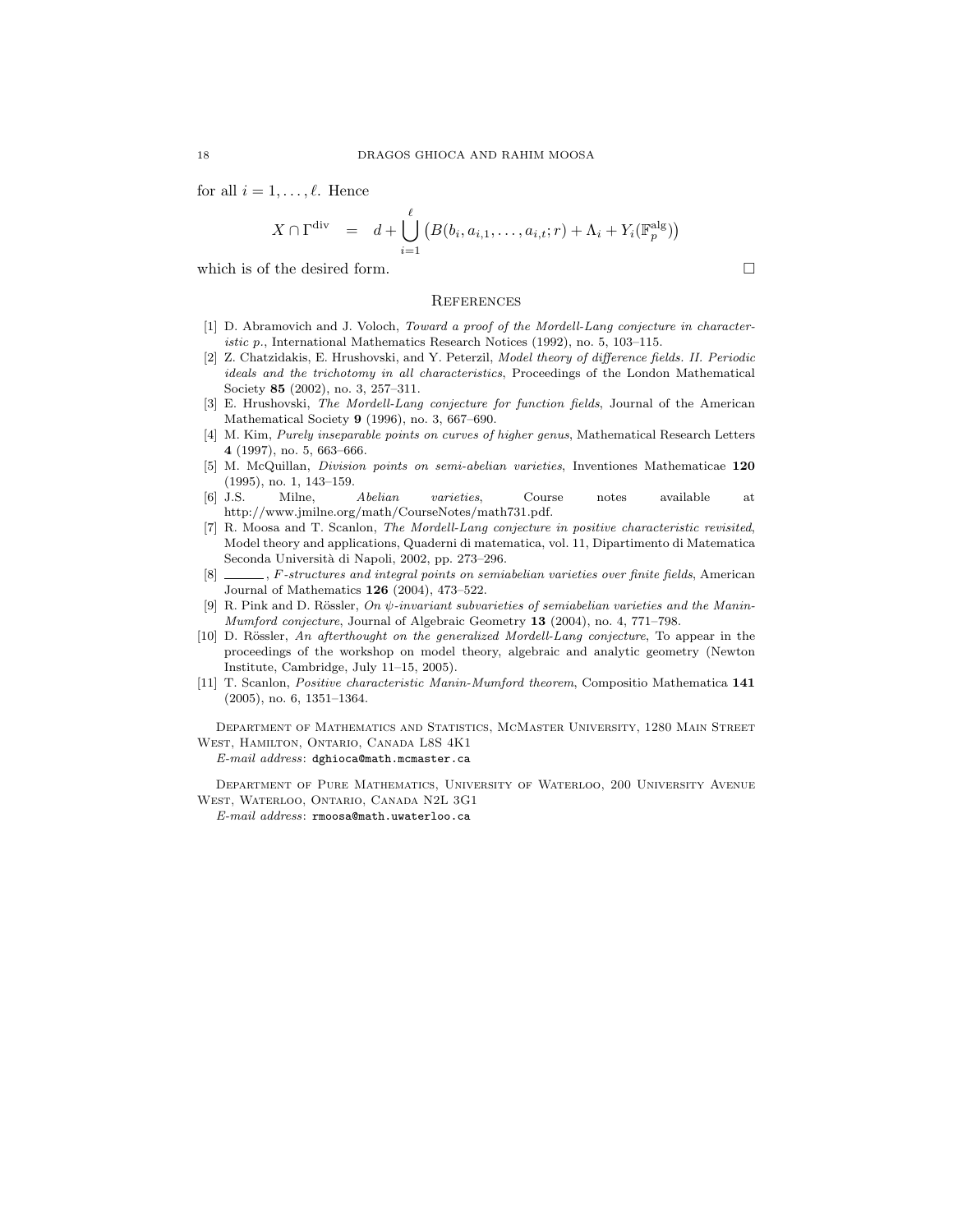for all $i = 1, \ldots, \ell$. Hence

$$X \cap \Gamma^{\text{div}} \quad = \quad d + \bigcup_{i=1}^{\ell} \left( B(b_i, a_{i,1}, \ldots, a_{i,t}; r) + \Lambda_i + Y_i(\mathbb{F}_p^{\text{alg}}) \right)$$

which is of the desired form. □

## References

[1] D. Abramovich and J. Voloch, *Toward a proof of the Mordell-Lang conjecture in characteristic p.*, International Mathematics Research Notices (1992), no. 5, 103–115.

[2] Z. Chatzidakis, E. Hrushovski, and Y. Peterzil, *Model theory of difference fields. II. Periodic ideals and the trichotomy in all characteristics*, Proceedings of the London Mathematical Society **85** (2002), no. 3, 257–311.

[3] E. Hrushovski, *The Mordell-Lang conjecture for function fields*, Journal of the American Mathematical Society **9** (1996), no. 3, 667–690.

[4] M. Kim, *Purely inseparable points on curves of higher genus*, Mathematical Research Letters **4** (1997), no. 5, 663–666.

[5] M. McQuillan, *Division points on semi-abelian varieties*, Inventiones Mathematicae **120** (1995), no. 1, 143–159.

[6] J.S. Milne, *Abelian varieties*, Course notes available at http://www.jmilne.org/math/CourseNotes/math731.pdf.

[7] R. Moosa and T. Scanlon, *The Mordell-Lang conjecture in positive characteristic revisited*, Model theory and applications, Quaderni di matematica, vol. 11, Dipartimento di Matematica Seconda Università di Napoli, 2002, pp. 273–296.

[8] ______, *F-structures and integral points on semiabelian varieties over finite fields*, American Journal of Mathematics **126** (2004), 473–522.

[9] R. Pink and D. Rössler, *On ψ-invariant subvarieties of semiabelian varieties and the Manin-Mumford conjecture*, Journal of Algebraic Geometry **13** (2004), no. 4, 771–798.

[10] D. Rössler, *An afterthought on the generalized Mordell-Lang conjecture*, To appear in the proceedings of the workshop on model theory, algebraic and analytic geometry (Newton Institute, Cambridge, July 11–15, 2005).

[11] T. Scanlon, *Positive characteristic Manin-Mumford theorem*, Compositio Mathematica **141** (2005), no. 6, 1351–1364.

Department of Mathematics and Statistics, McMaster University, 1280 Main Street West, Hamilton, Ontario, Canada L8S 4K1

*E-mail address*: dghioca@math.mcmaster.ca

Department of Pure Mathematics, University of Waterloo, 200 University Avenue West, Waterloo, Ontario, Canada N2L 3G1

*E-mail address*: rmoosa@math.uwaterloo.ca